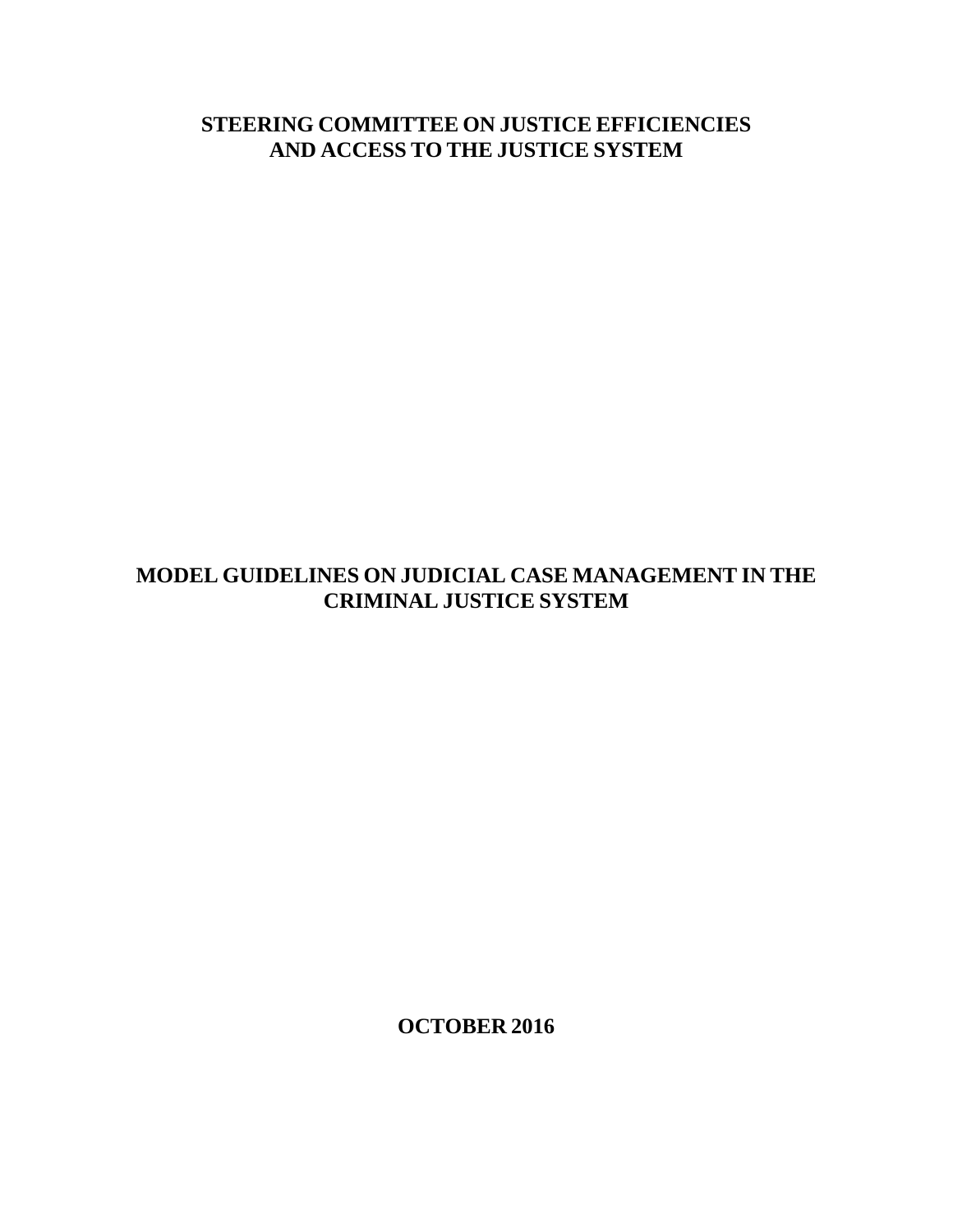# STEERING COMMITTEE ON JUSTICE EFFICIENCIES AND ACCESS TO THE JUSTICE SYSTEM

# MODEL GUIDELINES ON JUDICIAL CASE MANAGEMENT IN THE CRIMINAL JUSTICE SYSTEM

**OCTOBER 2016**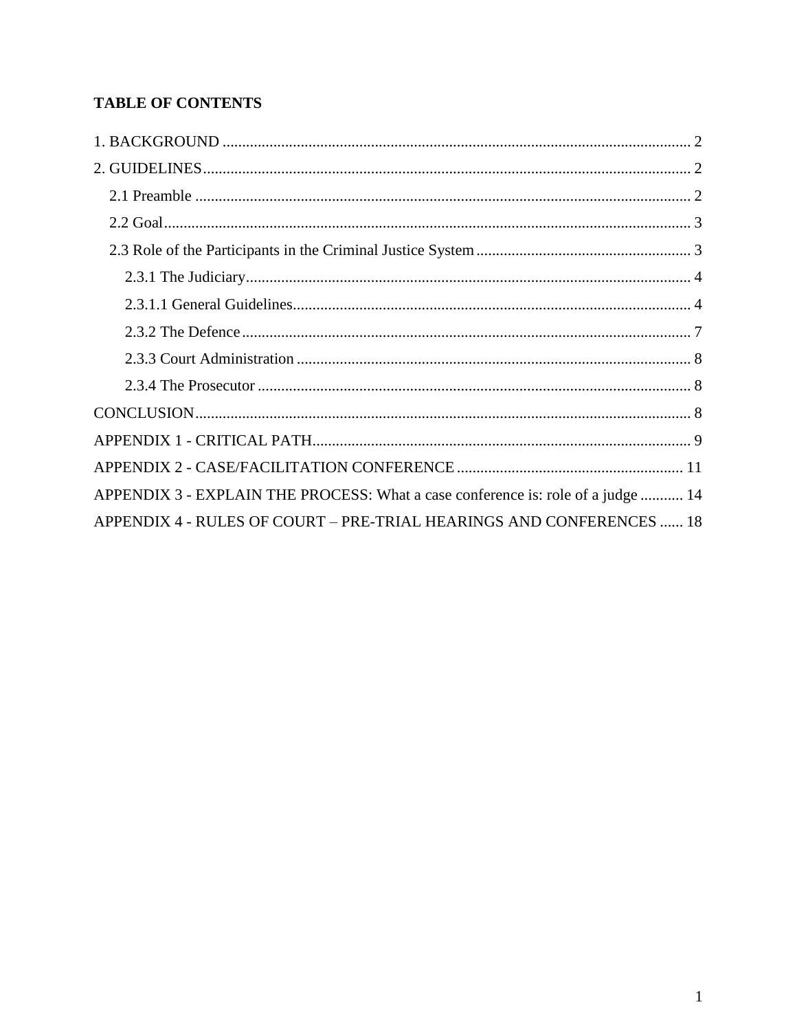**TABLE OF CONTENTS**

1. BACKGROUND ........................................................................................................................ 2

2. GUIDELINES............................................................................................................................ 2

  2.1 Preamble ............................................................................................................................. 2

  2.2 Goal..................................................................................................................................... 3

  2.3 Role of the Participants in the Criminal Justice System ....................................................... 3

    2.3.1 The Judiciary.................................................................................................................. 4

    2.3.1.1 General Guidelines...................................................................................................... 4

    2.3.2 The Defence ................................................................................................................... 7

    2.3.3 Court Administration ..................................................................................................... 8

    2.3.4 The Prosecutor ............................................................................................................... 8

CONCLUSION.............................................................................................................................. 8

APPENDIX 1 - CRITICAL PATH................................................................................................. 9

APPENDIX 2 - CASE/FACILITATION CONFERENCE ........................................................... 11

APPENDIX 3 - EXPLAIN THE PROCESS: What a case conference is: role of a judge ........... 14

APPENDIX 4 - RULES OF COURT – PRE-TRIAL HEARINGS AND CONFERENCES ...... 18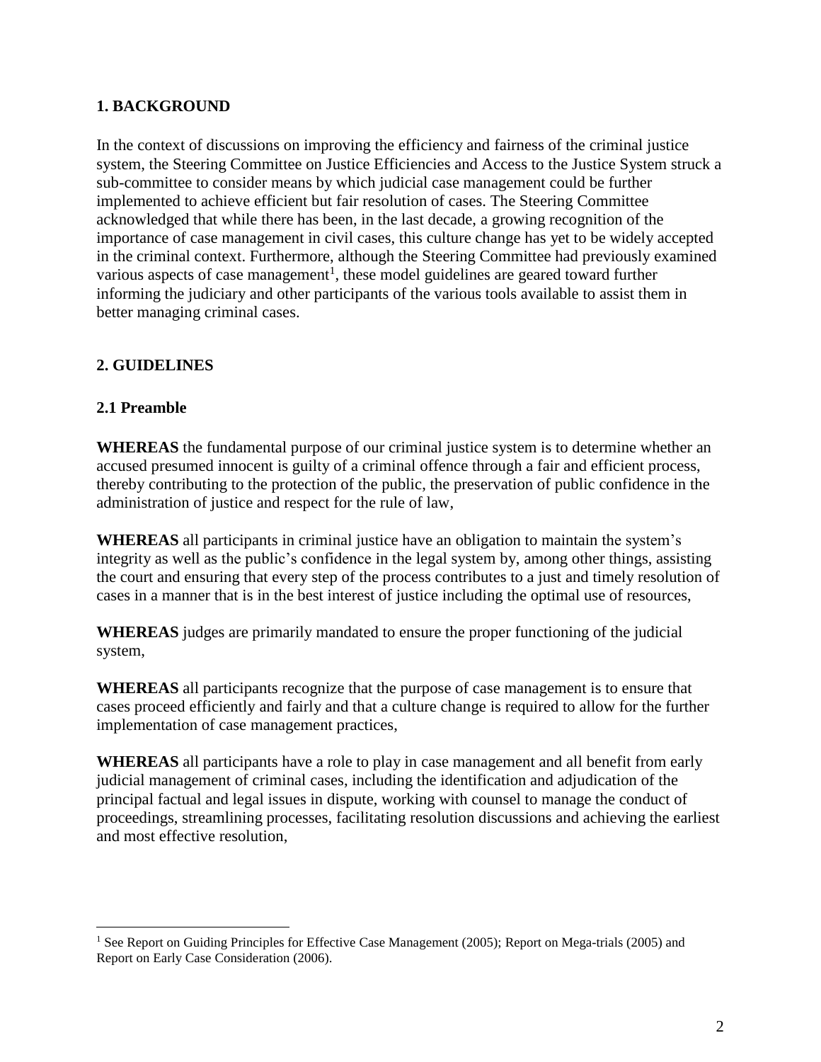## 1. BACKGROUND

In the context of discussions on improving the efficiency and fairness of the criminal justice system, the Steering Committee on Justice Efficiencies and Access to the Justice System struck a sub-committee to consider means by which judicial case management could be further implemented to achieve efficient but fair resolution of cases. The Steering Committee acknowledged that while there has been, in the last decade, a growing recognition of the importance of case management in civil cases, this culture change has yet to be widely accepted in the criminal context. Furthermore, although the Steering Committee had previously examined various aspects of case management[1], these model guidelines are geared toward further informing the judiciary and other participants of the various tools available to assist them in better managing criminal cases.

## 2. GUIDELINES

### 2.1 Preamble

**WHEREAS** the fundamental purpose of our criminal justice system is to determine whether an accused presumed innocent is guilty of a criminal offence through a fair and efficient process, thereby contributing to the protection of the public, the preservation of public confidence in the administration of justice and respect for the rule of law,

**WHEREAS** all participants in criminal justice have an obligation to maintain the system's integrity as well as the public's confidence in the legal system by, among other things, assisting the court and ensuring that every step of the process contributes to a just and timely resolution of cases in a manner that is in the best interest of justice including the optimal use of resources,

**WHEREAS** judges are primarily mandated to ensure the proper functioning of the judicial system,

**WHEREAS** all participants recognize that the purpose of case management is to ensure that cases proceed efficiently and fairly and that a culture change is required to allow for the further implementation of case management practices,

**WHEREAS** all participants have a role to play in case management and all benefit from early judicial management of criminal cases, including the identification and adjudication of the principal factual and legal issues in dispute, working with counsel to manage the conduct of proceedings, streamlining processes, facilitating resolution discussions and achieving the earliest and most effective resolution,

[1] See Report on Guiding Principles for Effective Case Management (2005); Report on Mega-trials (2005) and Report on Early Case Consideration (2006).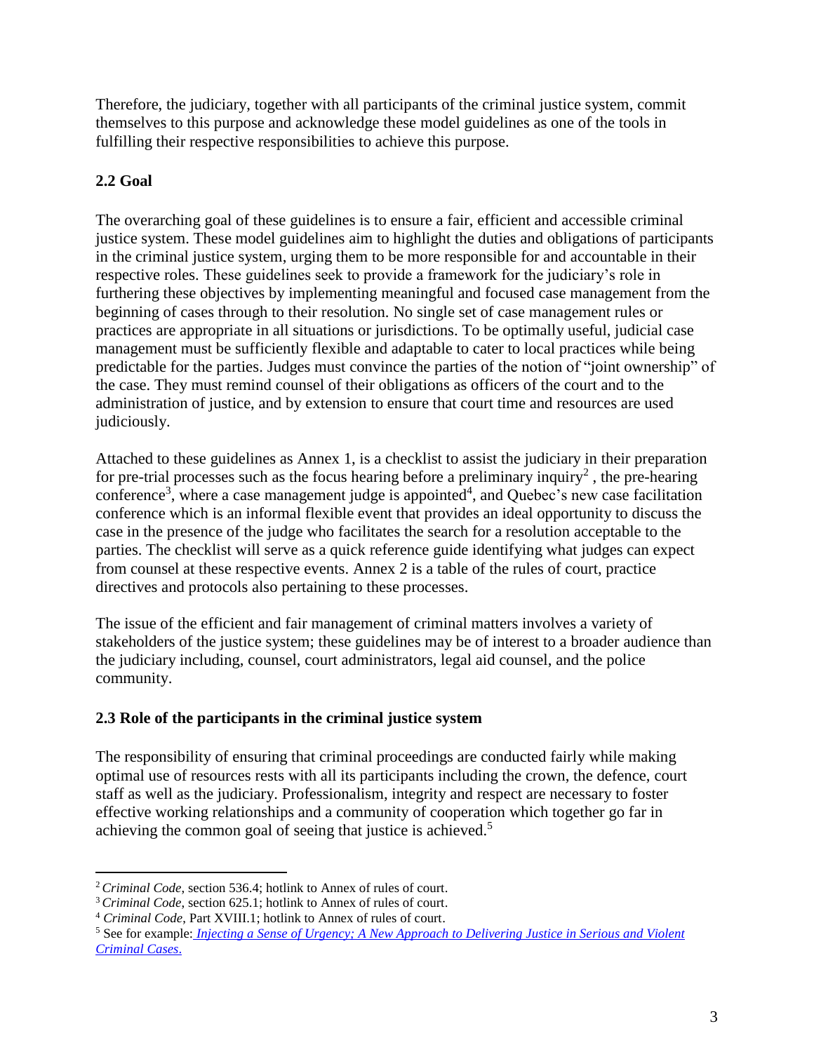Therefore, the judiciary, together with all participants of the criminal justice system, commit themselves to this purpose and acknowledge these model guidelines as one of the tools in fulfilling their respective responsibilities to achieve this purpose.

## 2.2 Goal

The overarching goal of these guidelines is to ensure a fair, efficient and accessible criminal justice system. These model guidelines aim to highlight the duties and obligations of participants in the criminal justice system, urging them to be more responsible for and accountable in their respective roles. These guidelines seek to provide a framework for the judiciary's role in furthering these objectives by implementing meaningful and focused case management from the beginning of cases through to their resolution. No single set of case management rules or practices are appropriate in all situations or jurisdictions. To be optimally useful, judicial case management must be sufficiently flexible and adaptable to cater to local practices while being predictable for the parties. Judges must convince the parties of the notion of "joint ownership" of the case. They must remind counsel of their obligations as officers of the court and to the administration of justice, and by extension to ensure that court time and resources are used judiciously.

Attached to these guidelines as Annex 1, is a checklist to assist the judiciary in their preparation for pre-trial processes such as the focus hearing before a preliminary inquiry[2] , the pre-hearing conference[3], where a case management judge is appointed[4], and Quebec's new case facilitation conference which is an informal flexible event that provides an ideal opportunity to discuss the case in the presence of the judge who facilitates the search for a resolution acceptable to the parties. The checklist will serve as a quick reference guide identifying what judges can expect from counsel at these respective events. Annex 2 is a table of the rules of court, practice directives and protocols also pertaining to these processes.

The issue of the efficient and fair management of criminal matters involves a variety of stakeholders of the justice system; these guidelines may be of interest to a broader audience than the judiciary including, counsel, court administrators, legal aid counsel, and the police community.

## 2.3 Role of the participants in the criminal justice system

The responsibility of ensuring that criminal proceedings are conducted fairly while making optimal use of resources rests with all its participants including the crown, the defence, court staff as well as the judiciary. Professionalism, integrity and respect are necessary to foster effective working relationships and a community of cooperation which together go far in achieving the common goal of seeing that justice is achieved.[5]

---

[2] *Criminal Code*, section 536.4; hotlink to Annex of rules of court.

[3] *Criminal Code*, section 625.1; hotlink to Annex of rules of court.

[4] *Criminal Code*, Part XVIII.1; hotlink to Annex of rules of court.

[5] See for example: *Injecting a Sense of Urgency; A New Approach to Delivering Justice in Serious and Violent Criminal Cases*.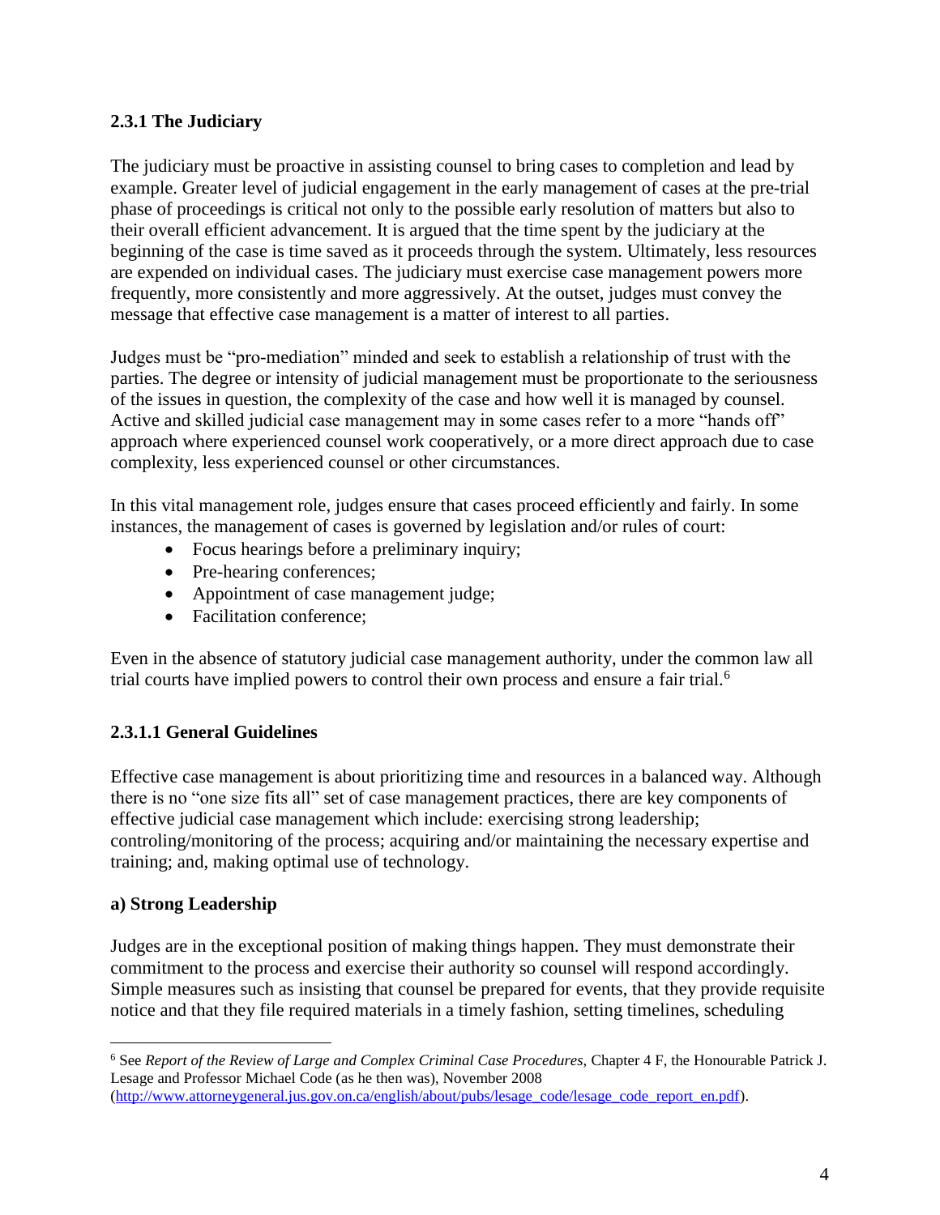### 2.3.1 The Judiciary

The judiciary must be proactive in assisting counsel to bring cases to completion and lead by example. Greater level of judicial engagement in the early management of cases at the pre-trial phase of proceedings is critical not only to the possible early resolution of matters but also to their overall efficient advancement. It is argued that the time spent by the judiciary at the beginning of the case is time saved as it proceeds through the system. Ultimately, less resources are expended on individual cases. The judiciary must exercise case management powers more frequently, more consistently and more aggressively. At the outset, judges must convey the message that effective case management is a matter of interest to all parties.

Judges must be "pro-mediation" minded and seek to establish a relationship of trust with the parties. The degree or intensity of judicial management must be proportionate to the seriousness of the issues in question, the complexity of the case and how well it is managed by counsel. Active and skilled judicial case management may in some cases refer to a more "hands off" approach where experienced counsel work cooperatively, or a more direct approach due to case complexity, less experienced counsel or other circumstances.

In this vital management role, judges ensure that cases proceed efficiently and fairly. In some instances, the management of cases is governed by legislation and/or rules of court:

- Focus hearings before a preliminary inquiry;
- Pre-hearing conferences;
- Appointment of case management judge;
- Facilitation conference;

Even in the absence of statutory judicial case management authority, under the common law all trial courts have implied powers to control their own process and ensure a fair trial.[6]

#### 2.3.1.1 General Guidelines

Effective case management is about prioritizing time and resources in a balanced way. Although there is no "one size fits all" set of case management practices, there are key components of effective judicial case management which include: exercising strong leadership; controling/monitoring of the process; acquiring and/or maintaining the necessary expertise and training; and, making optimal use of technology.

**a) Strong Leadership**

Judges are in the exceptional position of making things happen. They must demonstrate their commitment to the process and exercise their authority so counsel will respond accordingly. Simple measures such as insisting that counsel be prepared for events, that they provide requisite notice and that they file required materials in a timely fashion, setting timelines, scheduling

---

[6] See *Report of the Review of Large and Complex Criminal Case Procedures*, Chapter 4 F, the Honourable Patrick J. Lesage and Professor Michael Code (as he then was), November 2008 (http://www.attorneygeneral.jus.gov.on.ca/english/about/pubs/lesage_code/lesage_code_report_en.pdf).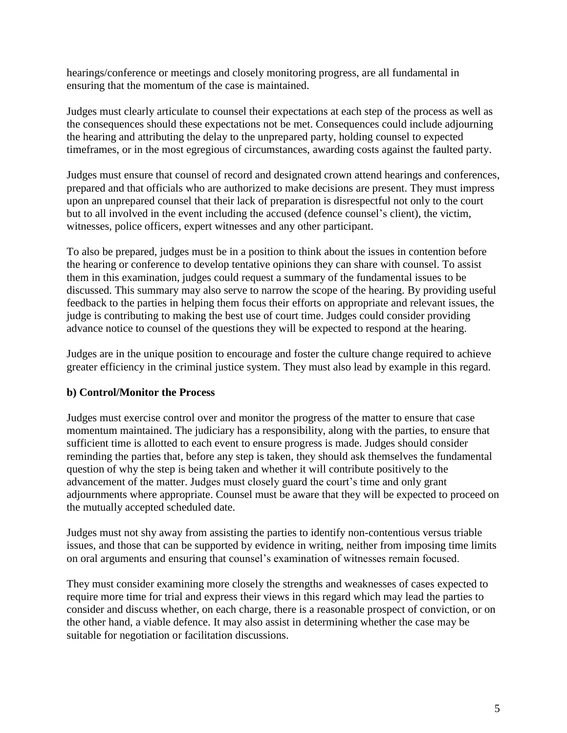hearings/conference or meetings and closely monitoring progress, are all fundamental in ensuring that the momentum of the case is maintained.

Judges must clearly articulate to counsel their expectations at each step of the process as well as the consequences should these expectations not be met. Consequences could include adjourning the hearing and attributing the delay to the unprepared party, holding counsel to expected timeframes, or in the most egregious of circumstances, awarding costs against the faulted party.

Judges must ensure that counsel of record and designated crown attend hearings and conferences, prepared and that officials who are authorized to make decisions are present. They must impress upon an unprepared counsel that their lack of preparation is disrespectful not only to the court but to all involved in the event including the accused (defence counsel's client), the victim, witnesses, police officers, expert witnesses and any other participant.

To also be prepared, judges must be in a position to think about the issues in contention before the hearing or conference to develop tentative opinions they can share with counsel. To assist them in this examination, judges could request a summary of the fundamental issues to be discussed. This summary may also serve to narrow the scope of the hearing. By providing useful feedback to the parties in helping them focus their efforts on appropriate and relevant issues, the judge is contributing to making the best use of court time. Judges could consider providing advance notice to counsel of the questions they will be expected to respond at the hearing.

Judges are in the unique position to encourage and foster the culture change required to achieve greater efficiency in the criminal justice system. They must also lead by example in this regard.

**b) Control/Monitor the Process**

Judges must exercise control over and monitor the progress of the matter to ensure that case momentum maintained. The judiciary has a responsibility, along with the parties, to ensure that sufficient time is allotted to each event to ensure progress is made. Judges should consider reminding the parties that, before any step is taken, they should ask themselves the fundamental question of why the step is being taken and whether it will contribute positively to the advancement of the matter. Judges must closely guard the court's time and only grant adjournments where appropriate. Counsel must be aware that they will be expected to proceed on the mutually accepted scheduled date.

Judges must not shy away from assisting the parties to identify non-contentious versus triable issues, and those that can be supported by evidence in writing, neither from imposing time limits on oral arguments and ensuring that counsel's examination of witnesses remain focused.

They must consider examining more closely the strengths and weaknesses of cases expected to require more time for trial and express their views in this regard which may lead the parties to consider and discuss whether, on each charge, there is a reasonable prospect of conviction, or on the other hand, a viable defence. It may also assist in determining whether the case may be suitable for negotiation or facilitation discussions.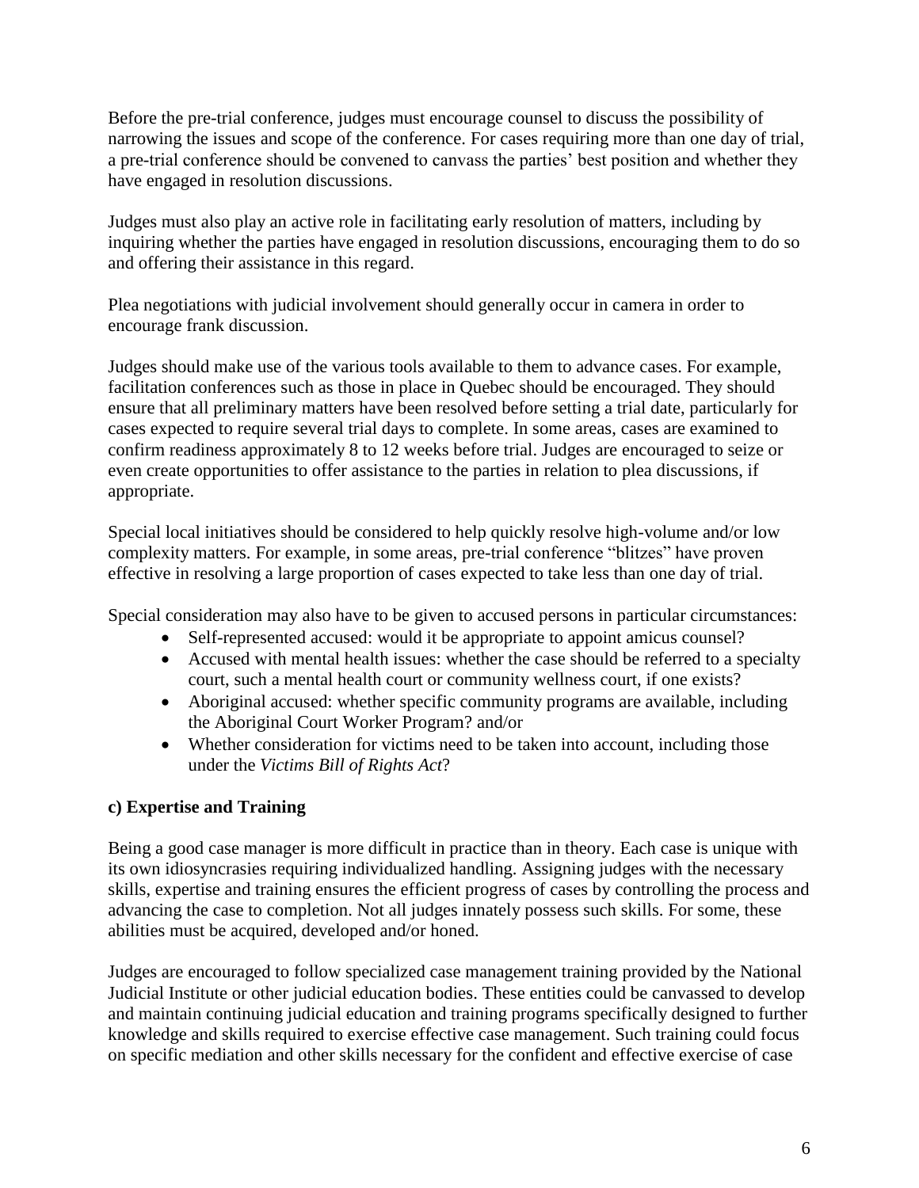Before the pre-trial conference, judges must encourage counsel to discuss the possibility of narrowing the issues and scope of the conference. For cases requiring more than one day of trial, a pre-trial conference should be convened to canvass the parties' best position and whether they have engaged in resolution discussions.

Judges must also play an active role in facilitating early resolution of matters, including by inquiring whether the parties have engaged in resolution discussions, encouraging them to do so and offering their assistance in this regard.

Plea negotiations with judicial involvement should generally occur in camera in order to encourage frank discussion.

Judges should make use of the various tools available to them to advance cases. For example, facilitation conferences such as those in place in Quebec should be encouraged. They should ensure that all preliminary matters have been resolved before setting a trial date, particularly for cases expected to require several trial days to complete. In some areas, cases are examined to confirm readiness approximately 8 to 12 weeks before trial. Judges are encouraged to seize or even create opportunities to offer assistance to the parties in relation to plea discussions, if appropriate.

Special local initiatives should be considered to help quickly resolve high-volume and/or low complexity matters. For example, in some areas, pre-trial conference "blitzes" have proven effective in resolving a large proportion of cases expected to take less than one day of trial.

Special consideration may also have to be given to accused persons in particular circumstances:

- Self-represented accused: would it be appropriate to appoint amicus counsel?
- Accused with mental health issues: whether the case should be referred to a specialty court, such a mental health court or community wellness court, if one exists?
- Aboriginal accused: whether specific community programs are available, including the Aboriginal Court Worker Program? and/or
- Whether consideration for victims need to be taken into account, including those under the *Victims Bill of Rights Act*?

### c) Expertise and Training

Being a good case manager is more difficult in practice than in theory. Each case is unique with its own idiosyncrasies requiring individualized handling. Assigning judges with the necessary skills, expertise and training ensures the efficient progress of cases by controlling the process and advancing the case to completion. Not all judges innately possess such skills. For some, these abilities must be acquired, developed and/or honed.

Judges are encouraged to follow specialized case management training provided by the National Judicial Institute or other judicial education bodies. These entities could be canvassed to develop and maintain continuing judicial education and training programs specifically designed to further knowledge and skills required to exercise effective case management. Such training could focus on specific mediation and other skills necessary for the confident and effective exercise of case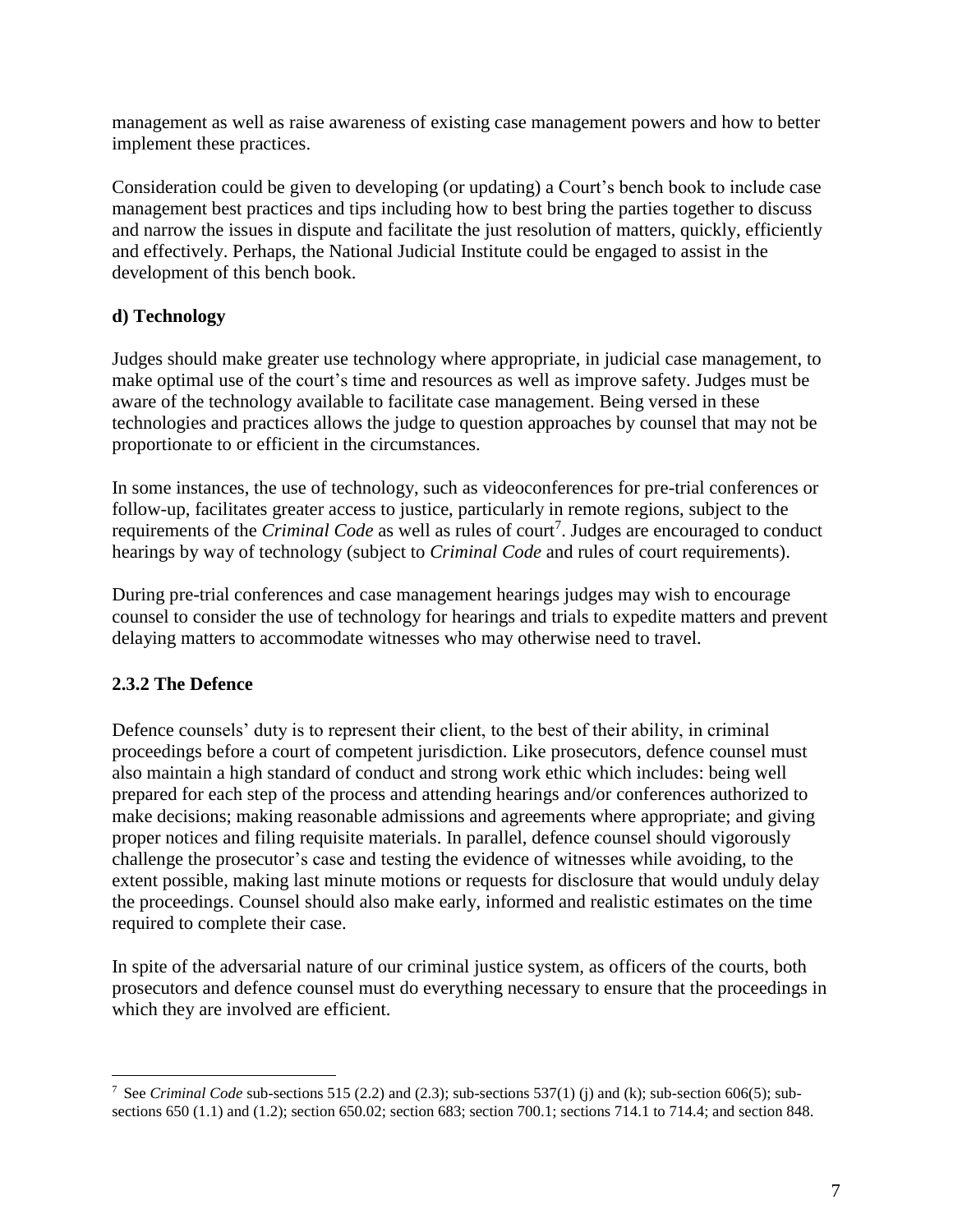management as well as raise awareness of existing case management powers and how to better implement these practices.

Consideration could be given to developing (or updating) a Court's bench book to include case management best practices and tips including how to best bring the parties together to discuss and narrow the issues in dispute and facilitate the just resolution of matters, quickly, efficiently and effectively. Perhaps, the National Judicial Institute could be engaged to assist in the development of this bench book.

**d) Technology**

Judges should make greater use technology where appropriate, in judicial case management, to make optimal use of the court's time and resources as well as improve safety. Judges must be aware of the technology available to facilitate case management. Being versed in these technologies and practices allows the judge to question approaches by counsel that may not be proportionate to or efficient in the circumstances.

In some instances, the use of technology, such as videoconferences for pre-trial conferences or follow-up, facilitates greater access to justice, particularly in remote regions, subject to the requirements of the *Criminal Code* as well as rules of court[7]. Judges are encouraged to conduct hearings by way of technology (subject to *Criminal Code* and rules of court requirements).

During pre-trial conferences and case management hearings judges may wish to encourage counsel to consider the use of technology for hearings and trials to expedite matters and prevent delaying matters to accommodate witnesses who may otherwise need to travel.

### 2.3.2 The Defence

Defence counsels' duty is to represent their client, to the best of their ability, in criminal proceedings before a court of competent jurisdiction. Like prosecutors, defence counsel must also maintain a high standard of conduct and strong work ethic which includes: being well prepared for each step of the process and attending hearings and/or conferences authorized to make decisions; making reasonable admissions and agreements where appropriate; and giving proper notices and filing requisite materials. In parallel, defence counsel should vigorously challenge the prosecutor's case and testing the evidence of witnesses while avoiding, to the extent possible, making last minute motions or requests for disclosure that would unduly delay the proceedings. Counsel should also make early, informed and realistic estimates on the time required to complete their case.

In spite of the adversarial nature of our criminal justice system, as officers of the courts, both prosecutors and defence counsel must do everything necessary to ensure that the proceedings in which they are involved are efficient.

---

[7] See *Criminal Code* sub-sections 515 (2.2) and (2.3); sub-sections 537(1) (j) and (k); sub-section 606(5); sub-sections 650 (1.1) and (1.2); section 650.02; section 683; section 700.1; sections 714.1 to 714.4; and section 848.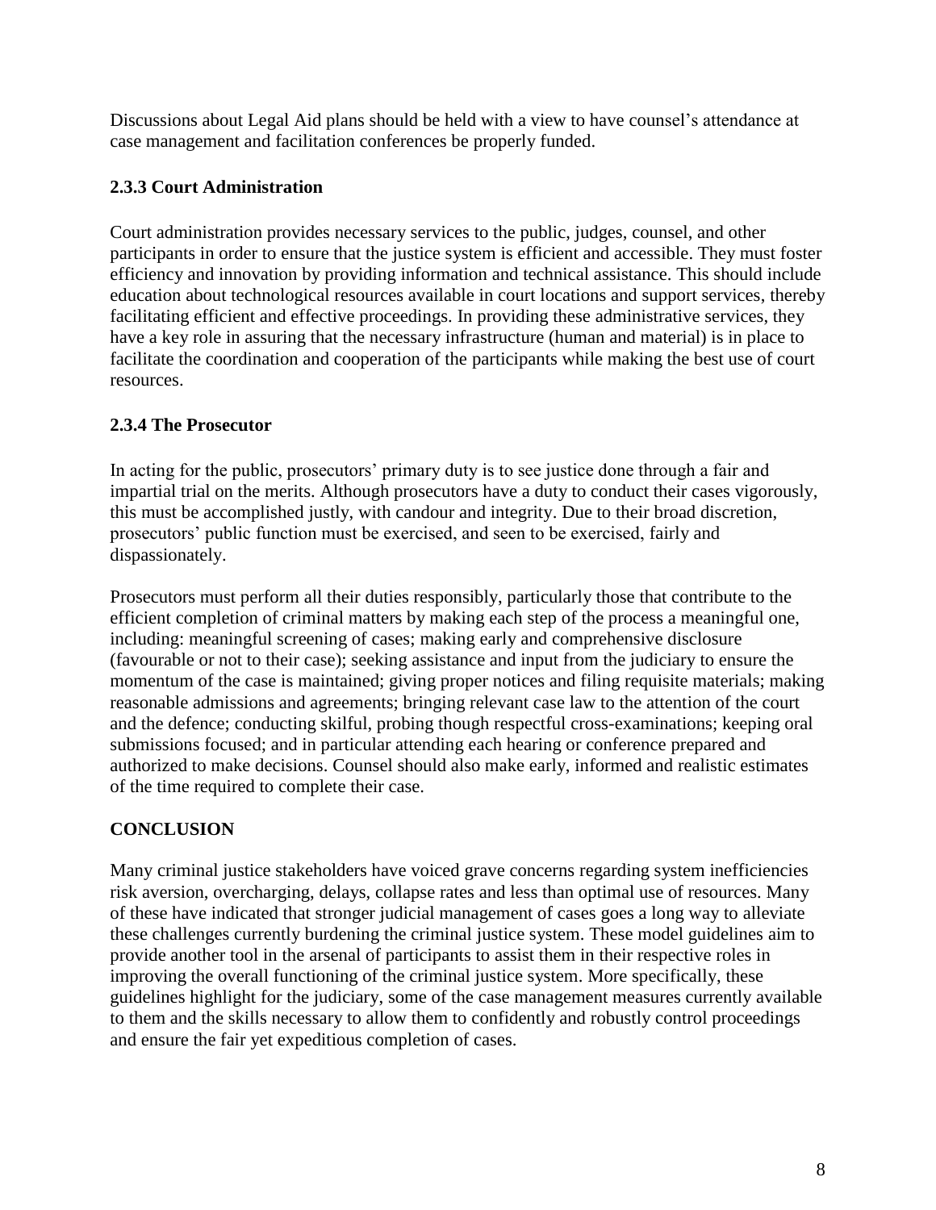Discussions about Legal Aid plans should be held with a view to have counsel's attendance at case management and facilitation conferences be properly funded.

### 2.3.3 Court Administration

Court administration provides necessary services to the public, judges, counsel, and other participants in order to ensure that the justice system is efficient and accessible. They must foster efficiency and innovation by providing information and technical assistance. This should include education about technological resources available in court locations and support services, thereby facilitating efficient and effective proceedings. In providing these administrative services, they have a key role in assuring that the necessary infrastructure (human and material) is in place to facilitate the coordination and cooperation of the participants while making the best use of court resources.

### 2.3.4 The Prosecutor

In acting for the public, prosecutors' primary duty is to see justice done through a fair and impartial trial on the merits. Although prosecutors have a duty to conduct their cases vigorously, this must be accomplished justly, with candour and integrity. Due to their broad discretion, prosecutors' public function must be exercised, and seen to be exercised, fairly and dispassionately.

Prosecutors must perform all their duties responsibly, particularly those that contribute to the efficient completion of criminal matters by making each step of the process a meaningful one, including: meaningful screening of cases; making early and comprehensive disclosure (favourable or not to their case); seeking assistance and input from the judiciary to ensure the momentum of the case is maintained; giving proper notices and filing requisite materials; making reasonable admissions and agreements; bringing relevant case law to the attention of the court and the defence; conducting skilful, probing though respectful cross-examinations; keeping oral submissions focused; and in particular attending each hearing or conference prepared and authorized to make decisions. Counsel should also make early, informed and realistic estimates of the time required to complete their case.

## CONCLUSION

Many criminal justice stakeholders have voiced grave concerns regarding system inefficiencies risk aversion, overcharging, delays, collapse rates and less than optimal use of resources. Many of these have indicated that stronger judicial management of cases goes a long way to alleviate these challenges currently burdening the criminal justice system. These model guidelines aim to provide another tool in the arsenal of participants to assist them in their respective roles in improving the overall functioning of the criminal justice system. More specifically, these guidelines highlight for the judiciary, some of the case management measures currently available to them and the skills necessary to allow them to confidently and robustly control proceedings and ensure the fair yet expeditious completion of cases.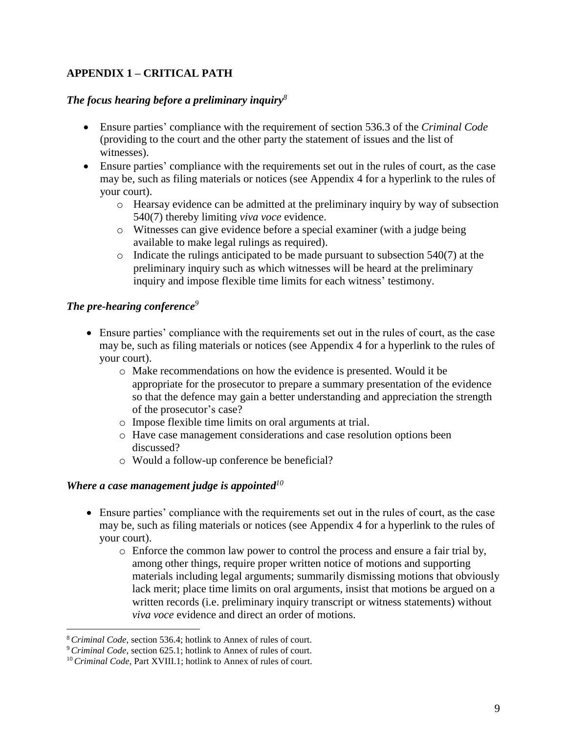## APPENDIX 1 – CRITICAL PATH

### *The focus hearing before a preliminary inquiry*[8]

- Ensure parties' compliance with the requirement of section 536.3 of the *Criminal Code* (providing to the court and the other party the statement of issues and the list of witnesses).
- Ensure parties' compliance with the requirements set out in the rules of court, as the case may be, such as filing materials or notices (see Appendix 4 for a hyperlink to the rules of your court).
  - Hearsay evidence can be admitted at the preliminary inquiry by way of subsection 540(7) thereby limiting *viva voce* evidence.
  - Witnesses can give evidence before a special examiner (with a judge being available to make legal rulings as required).
  - Indicate the rulings anticipated to be made pursuant to subsection 540(7) at the preliminary inquiry such as which witnesses will be heard at the preliminary inquiry and impose flexible time limits for each witness' testimony.

### *The pre-hearing conference*[9]

- Ensure parties' compliance with the requirements set out in the rules of court, as the case may be, such as filing materials or notices (see Appendix 4 for a hyperlink to the rules of your court).
  - Make recommendations on how the evidence is presented. Would it be appropriate for the prosecutor to prepare a summary presentation of the evidence so that the defence may gain a better understanding and appreciation the strength of the prosecutor's case?
  - Impose flexible time limits on oral arguments at trial.
  - Have case management considerations and case resolution options been discussed?
  - Would a follow-up conference be beneficial?

### *Where a case management judge is appointed*[10]

- Ensure parties' compliance with the requirements set out in the rules of court, as the case may be, such as filing materials or notices (see Appendix 4 for a hyperlink to the rules of your court).
  - Enforce the common law power to control the process and ensure a fair trial by, among other things, require proper written notice of motions and supporting materials including legal arguments; summarily dismissing motions that obviously lack merit; place time limits on oral arguments, insist that motions be argued on a written records (i.e. preliminary inquiry transcript or witness statements) without *viva voce* evidence and direct an order of motions.

---

[8] *Criminal Code*, section 536.4; hotlink to Annex of rules of court.

[9] *Criminal Code*, section 625.1; hotlink to Annex of rules of court.

[10] *Criminal Code*, Part XVIII.1; hotlink to Annex of rules of court.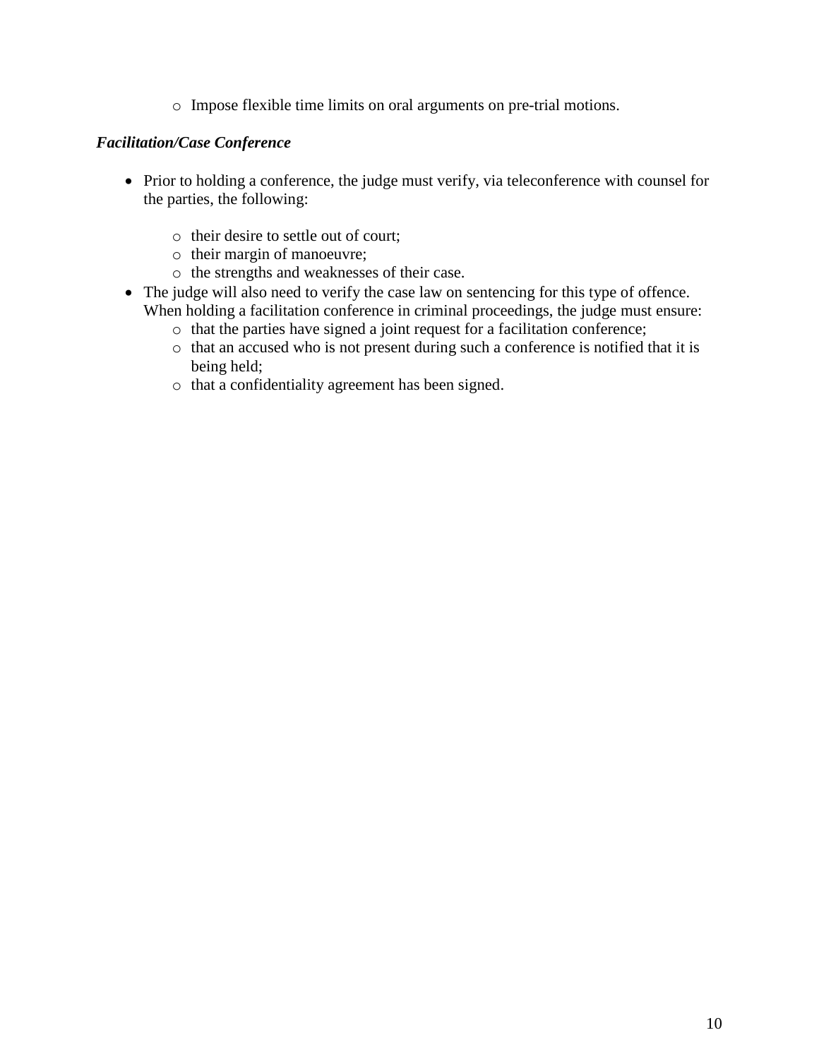- Impose flexible time limits on oral arguments on pre-trial motions.

***Facilitation/Case Conference***

- Prior to holding a conference, the judge must verify, via teleconference with counsel for the parties, the following:
    - their desire to settle out of court;
    - their margin of manoeuvre;
    - the strengths and weaknesses of their case.
- The judge will also need to verify the case law on sentencing for this type of offence. When holding a facilitation conference in criminal proceedings, the judge must ensure:
    - that the parties have signed a joint request for a facilitation conference;
    - that an accused who is not present during such a conference is notified that it is being held;
    - that a confidentiality agreement has been signed.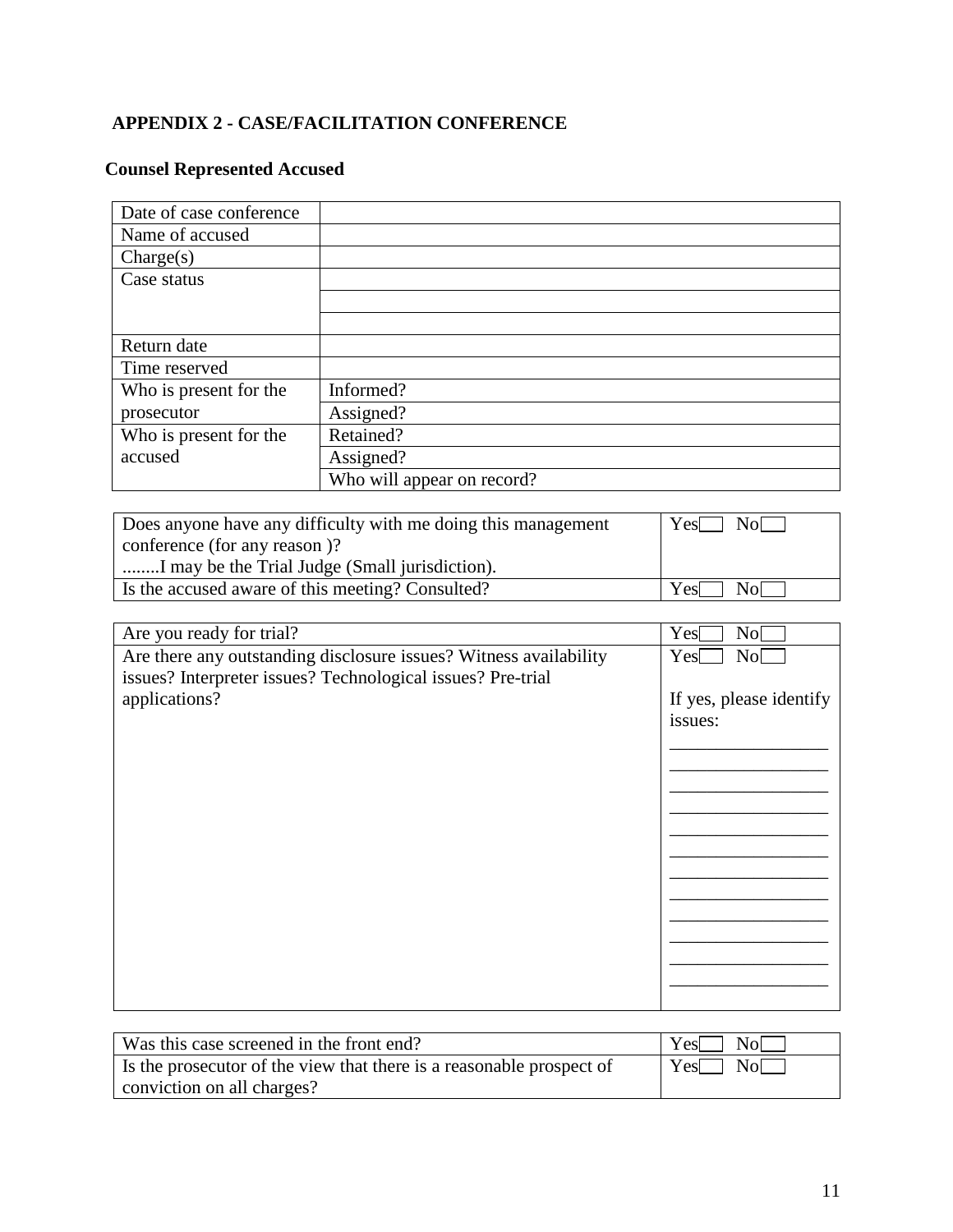**APPENDIX 2 - CASE/FACILITATION CONFERENCE**

**Counsel Represented Accused**

| | |
|---|---|
| Date of case conference | |
| Name of accused | |
| Charge(s) | |
| Case status | |
| | |
| | |
| Return date | |
| Time reserved | |
| Who is present for the prosecutor | Informed? |
| | Assigned? |
| Who is present for the accused | Retained? |
| | Assigned? |
| | Who will appear on record? |

| | |
|---|---|
| Does anyone have any difficulty with me doing this management conference (for any reason )? ........I may be the Trial Judge (Small jurisdiction). | Yes☐ No☐ |
| Is the accused aware of this meeting? Consulted? | Yes☐ No☐ |

| | |
|---|---|
| Are you ready for trial? | Yes☐ No☐ |
| Are there any outstanding disclosure issues? Witness availability issues? Interpreter issues? Technological issues? Pre-trial applications? | Yes☐ No☐<br><br>If yes, please identify issues:<br>\_\_\_\_\_\_\_\_\_\_\_\_\_\_\_\_\_<br>\_\_\_\_\_\_\_\_\_\_\_\_\_\_\_\_\_<br>\_\_\_\_\_\_\_\_\_\_\_\_\_\_\_\_\_<br>\_\_\_\_\_\_\_\_\_\_\_\_\_\_\_\_\_<br>\_\_\_\_\_\_\_\_\_\_\_\_\_\_\_\_\_<br>\_\_\_\_\_\_\_\_\_\_\_\_\_\_\_\_\_<br>\_\_\_\_\_\_\_\_\_\_\_\_\_\_\_\_\_<br>\_\_\_\_\_\_\_\_\_\_\_\_\_\_\_\_\_<br>\_\_\_\_\_\_\_\_\_\_\_\_\_\_\_\_\_<br>\_\_\_\_\_\_\_\_\_\_\_\_\_\_\_\_\_<br>\_\_\_\_\_\_\_\_\_\_\_\_\_\_\_\_\_<br>\_\_\_\_\_\_\_\_\_\_\_\_\_\_\_\_\_ |

| | |
|---|---|
| Was this case screened in the front end? | Yes☐ No☐ |
| Is the prosecutor of the view that there is a reasonable prospect of conviction on all charges? | Yes☐ No☐ |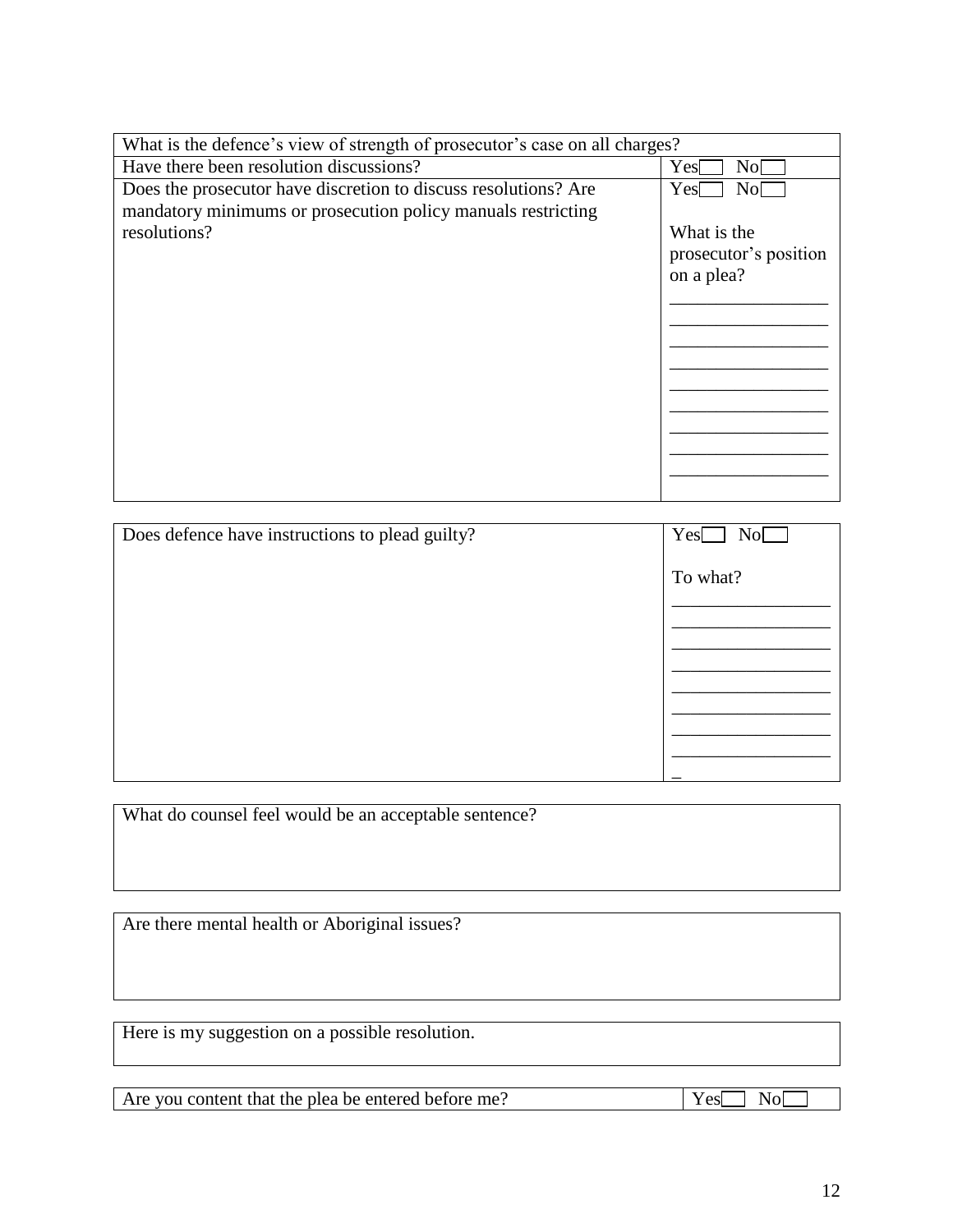| What is the defence's view of strength of prosecutor's case on all charges? | |
|---|---|
| Have there been resolution discussions? | Yes☐ No☐ |
| Does the prosecutor have discretion to discuss resolutions? Are mandatory minimums or prosecution policy manuals restricting resolutions? | Yes☐ No☐<br><br>What is the prosecutor's position on a plea?<br>\_\_\_\_\_\_\_\_\_\_\_\_\_\_\_\_\_<br>\_\_\_\_\_\_\_\_\_\_\_\_\_\_\_\_\_<br>\_\_\_\_\_\_\_\_\_\_\_\_\_\_\_\_\_<br>\_\_\_\_\_\_\_\_\_\_\_\_\_\_\_\_\_<br>\_\_\_\_\_\_\_\_\_\_\_\_\_\_\_\_\_<br>\_\_\_\_\_\_\_\_\_\_\_\_\_\_\_\_\_<br>\_\_\_\_\_\_\_\_\_\_\_\_\_\_\_\_\_<br>\_\_\_\_\_\_\_\_\_\_\_\_\_\_\_\_\_<br>\_\_\_\_\_\_\_\_\_\_\_\_\_\_\_\_\_ |

| Does defence have instructions to plead guilty? | Yes☐ No☐<br><br>To what?<br>\_\_\_\_\_\_\_\_\_\_\_\_\_\_\_\_\_<br>\_\_\_\_\_\_\_\_\_\_\_\_\_\_\_\_\_<br>\_\_\_\_\_\_\_\_\_\_\_\_\_\_\_\_\_<br>\_\_\_\_\_\_\_\_\_\_\_\_\_\_\_\_\_<br>\_\_\_\_\_\_\_\_\_\_\_\_\_\_\_\_\_<br>\_\_\_\_\_\_\_\_\_\_\_\_\_\_\_\_\_<br>\_\_\_\_\_\_\_\_\_\_\_\_\_\_\_\_\_<br>\_\_\_\_\_\_\_\_\_\_\_\_\_\_\_\_\_<br>\_ |
|---|---|

| What do counsel feel would be an acceptable sentence? |
|---|
| |

| Are there mental health or Aboriginal issues? |
|---|
| |

| Here is my suggestion on a possible resolution. |
|---|
| |

| Are you content that the plea be entered before me? | Yes☐ No☐ |
|---|---|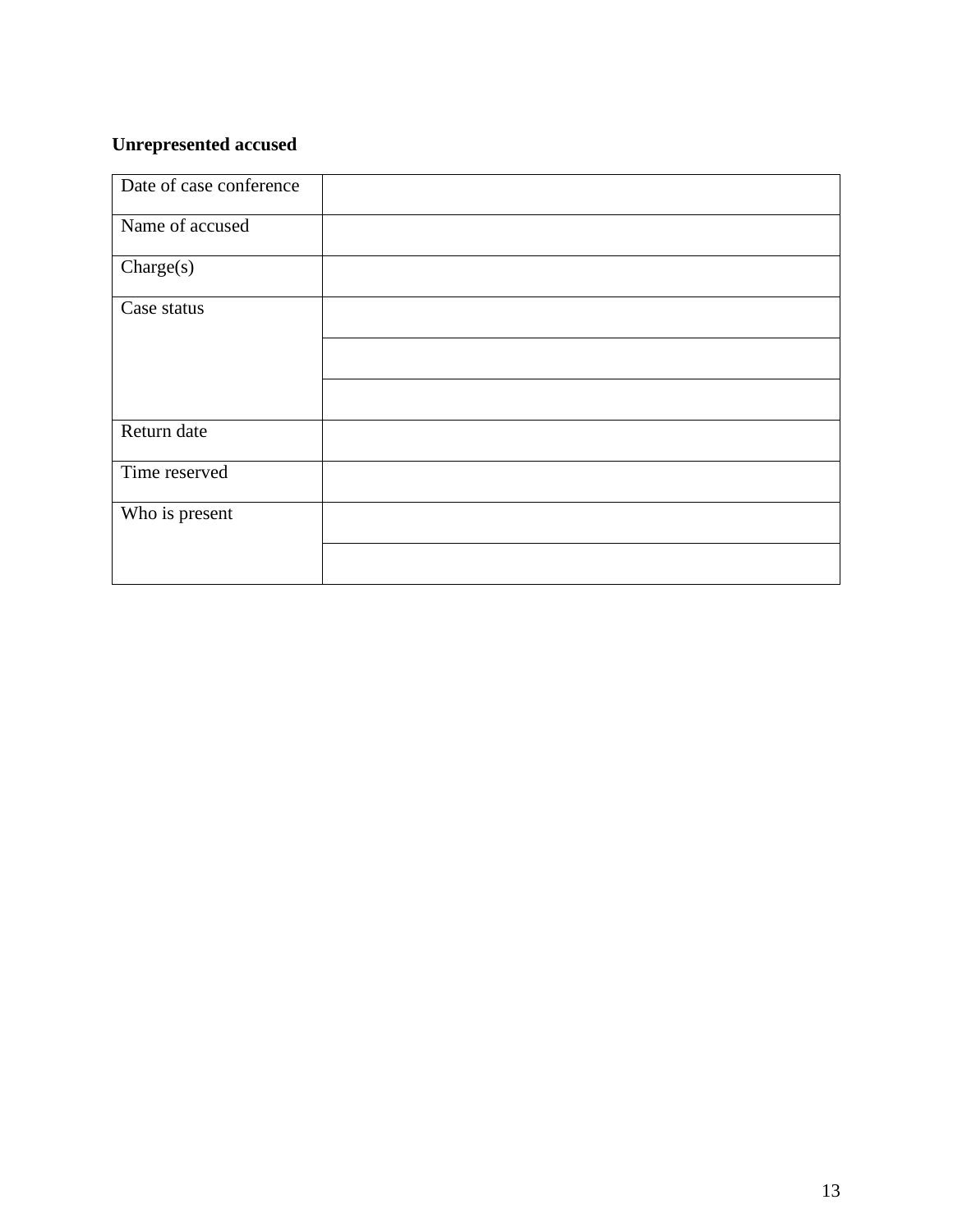**Unrepresented accused**

| Date of case conference | |
|---|---|
| Name of accused | |
| Charge(s) | |
| Case status | |
| | |
| | |
| Return date | |
| Time reserved | |
| Who is present | |
| | |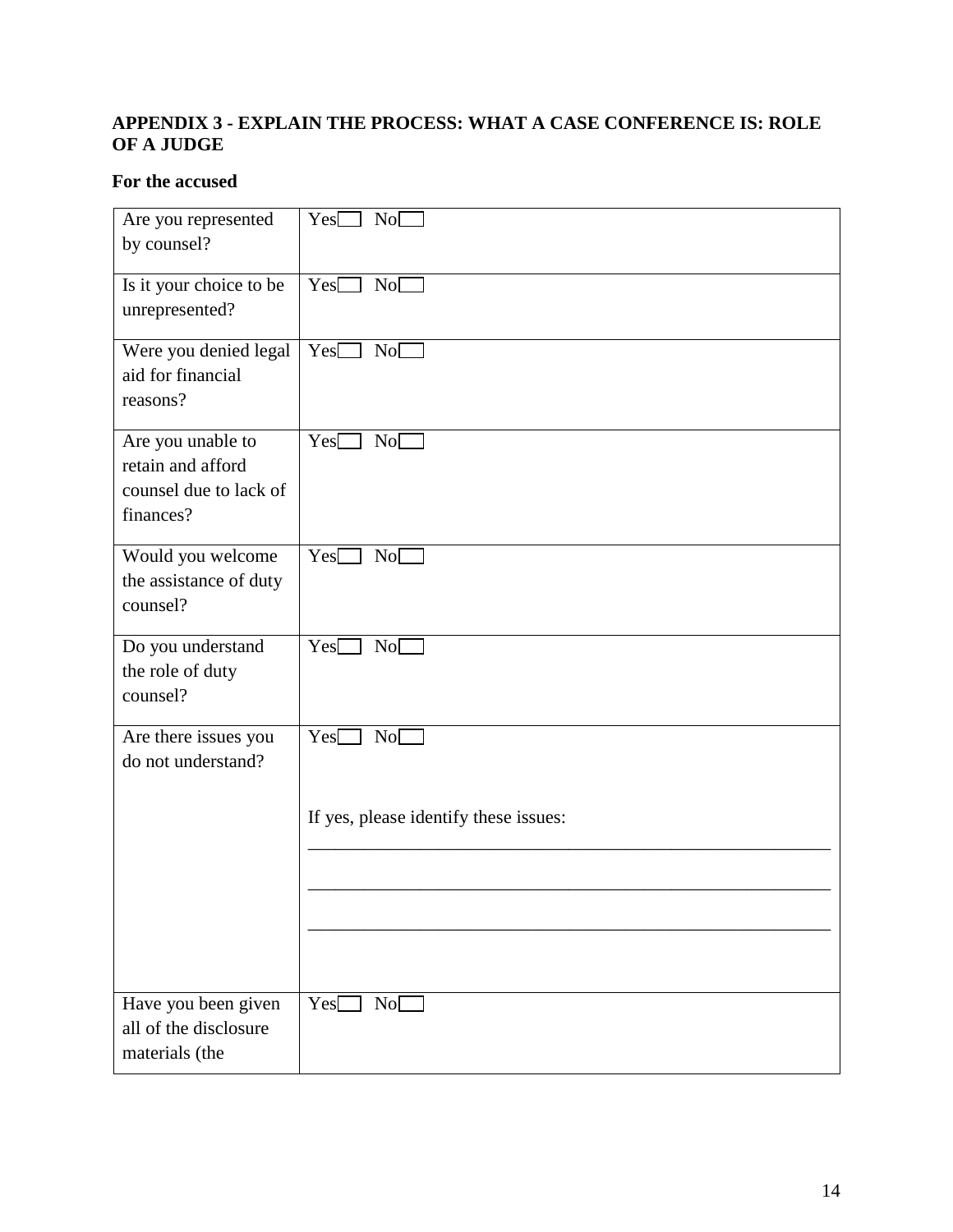## APPENDIX 3 - EXPLAIN THE PROCESS: WHAT A CASE CONFERENCE IS: ROLE OF A JUDGE

### For the accused

| | |
|---|---|
| Are you represented by counsel? | Yes☐ No☐ |
| Is it your choice to be unrepresented? | Yes☐ No☐ |
| Were you denied legal aid for financial reasons? | Yes☐ No☐ |
| Are you unable to retain and afford counsel due to lack of finances? | Yes☐ No☐ |
| Would you welcome the assistance of duty counsel? | Yes☐ No☐ |
| Do you understand the role of duty counsel? | Yes☐ No☐ |
| Are there issues you do not understand? | Yes☐ No☐<br><br>If yes, please identify these issues:<br>______________________________<br>______________________________<br>______________________________ |
| Have you been given all of the disclosure materials (the | Yes☐ No☐ |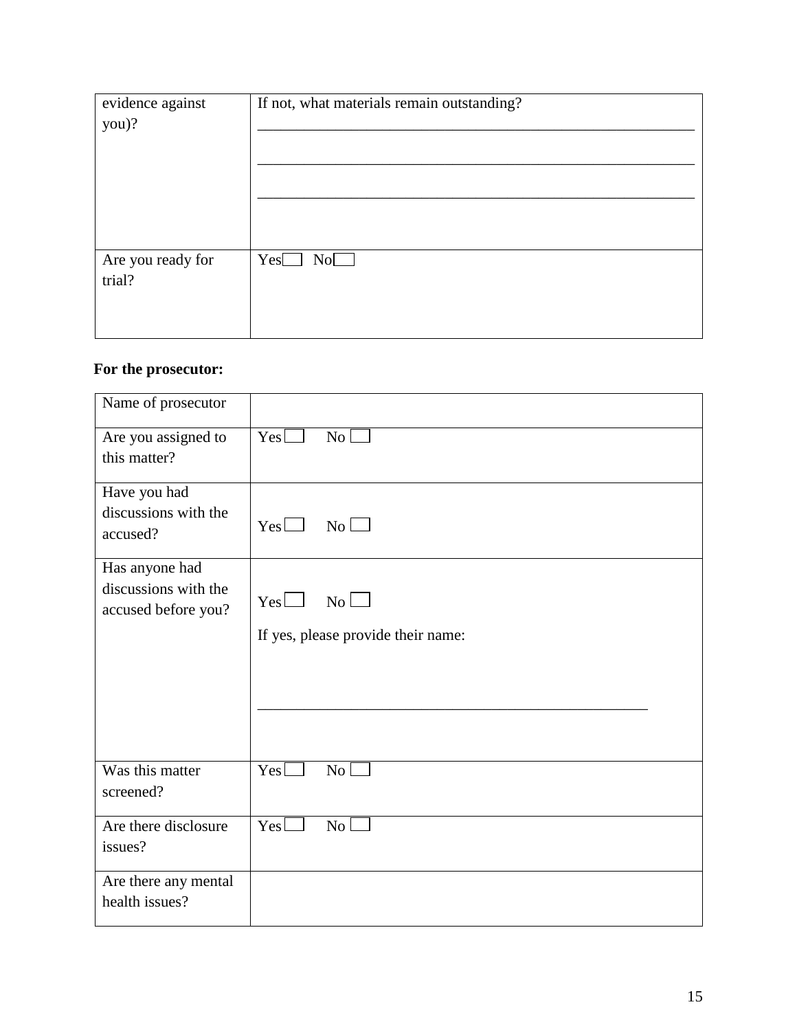| | |
|---|---|
| evidence against you)? | If not, what materials remain outstanding?<br>\_\_\_\_\_\_\_\_\_\_\_\_\_\_\_\_\_\_\_\_\_\_\_\_\_\_\_\_\_\_\_\_\_\_\_\_\_\_\_\_\_\_\_\_\_\_\_\_\_\_\_\_\_\_\_\_\_\_\_\_<br>\_\_\_\_\_\_\_\_\_\_\_\_\_\_\_\_\_\_\_\_\_\_\_\_\_\_\_\_\_\_\_\_\_\_\_\_\_\_\_\_\_\_\_\_\_\_\_\_\_\_\_\_\_\_\_\_\_\_\_\_<br>\_\_\_\_\_\_\_\_\_\_\_\_\_\_\_\_\_\_\_\_\_\_\_\_\_\_\_\_\_\_\_\_\_\_\_\_\_\_\_\_\_\_\_\_\_\_\_\_\_\_\_\_\_\_\_\_\_\_\_\_ |
| Are you ready for trial? | Yes☐ No☐ |

**For the prosecutor:**

| | |
|---|---|
| Name of prosecutor | |
| Are you assigned to this matter? | Yes☐ No☐ |
| Have you had discussions with the accused? | Yes☐ No☐ |
| Has anyone had discussions with the accused before you? | Yes☐ No☐<br><br>If yes, please provide their name:<br><br>\_\_\_\_\_\_\_\_\_\_\_\_\_\_\_\_\_\_\_\_\_\_\_\_\_\_\_\_\_\_\_\_\_\_\_\_\_\_\_\_\_\_\_\_\_\_\_\_\_\_ |
| Was this matter screened? | Yes☐ No☐ |
| Are there disclosure issues? | Yes☐ No☐ |
| Are there any mental health issues? | |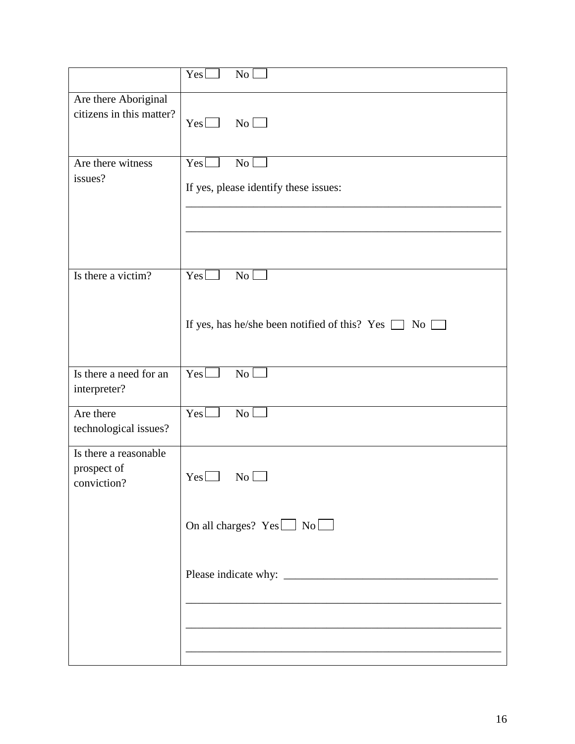| | |
|---|---|
| | Yes ☐ No ☐ |
| Are there Aboriginal citizens in this matter? | Yes ☐ No ☐ |
| Are there witness issues? | Yes ☐ No ☐<br><br>If yes, please identify these issues:<br>____________________________________________________________<br><br>____________________________________________________________ |
| Is there a victim? | Yes ☐ No ☐<br><br>If yes, has he/she been notified of this? Yes ☐ No ☐ |
| Is there a need for an interpreter? | Yes ☐ No ☐ |
| Are there technological issues? | Yes ☐ No ☐ |
| Is there a reasonable prospect of conviction? | Yes ☐ No ☐<br><br>On all charges? Yes ☐ No ☐<br><br>Please indicate why: ______________________________________<br>____________________________________________________________<br>____________________________________________________________<br>____________________________________________________________ |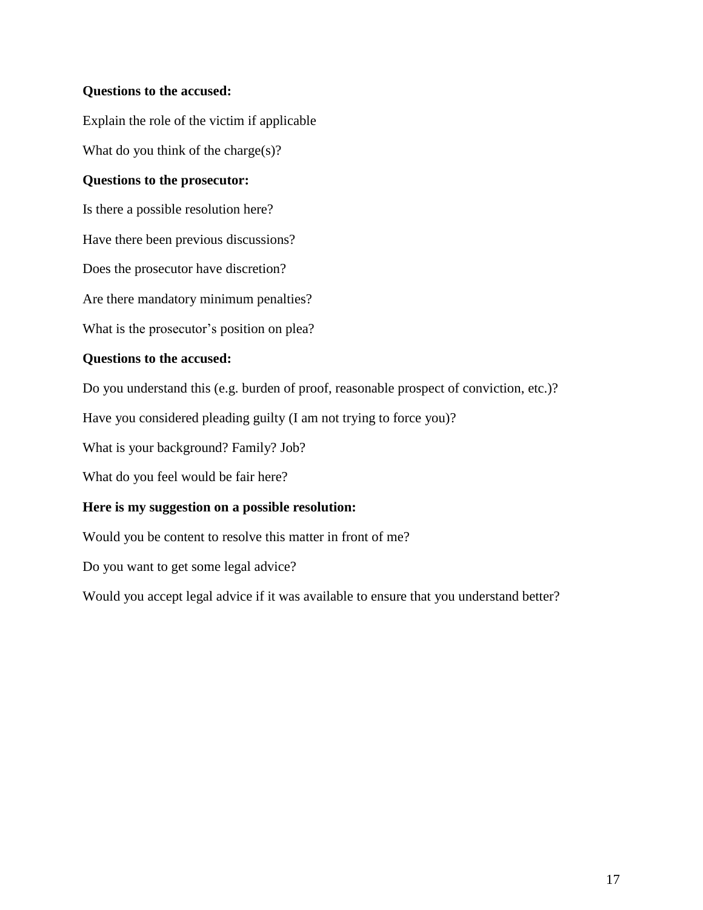**Questions to the accused:**

Explain the role of the victim if applicable

What do you think of the charge(s)?

**Questions to the prosecutor:**

Is there a possible resolution here?

Have there been previous discussions?

Does the prosecutor have discretion?

Are there mandatory minimum penalties?

What is the prosecutor's position on plea?

**Questions to the accused:**

Do you understand this (e.g. burden of proof, reasonable prospect of conviction, etc.)?

Have you considered pleading guilty (I am not trying to force you)?

What is your background? Family? Job?

What do you feel would be fair here?

**Here is my suggestion on a possible resolution:**

Would you be content to resolve this matter in front of me?

Do you want to get some legal advice?

Would you accept legal advice if it was available to ensure that you understand better?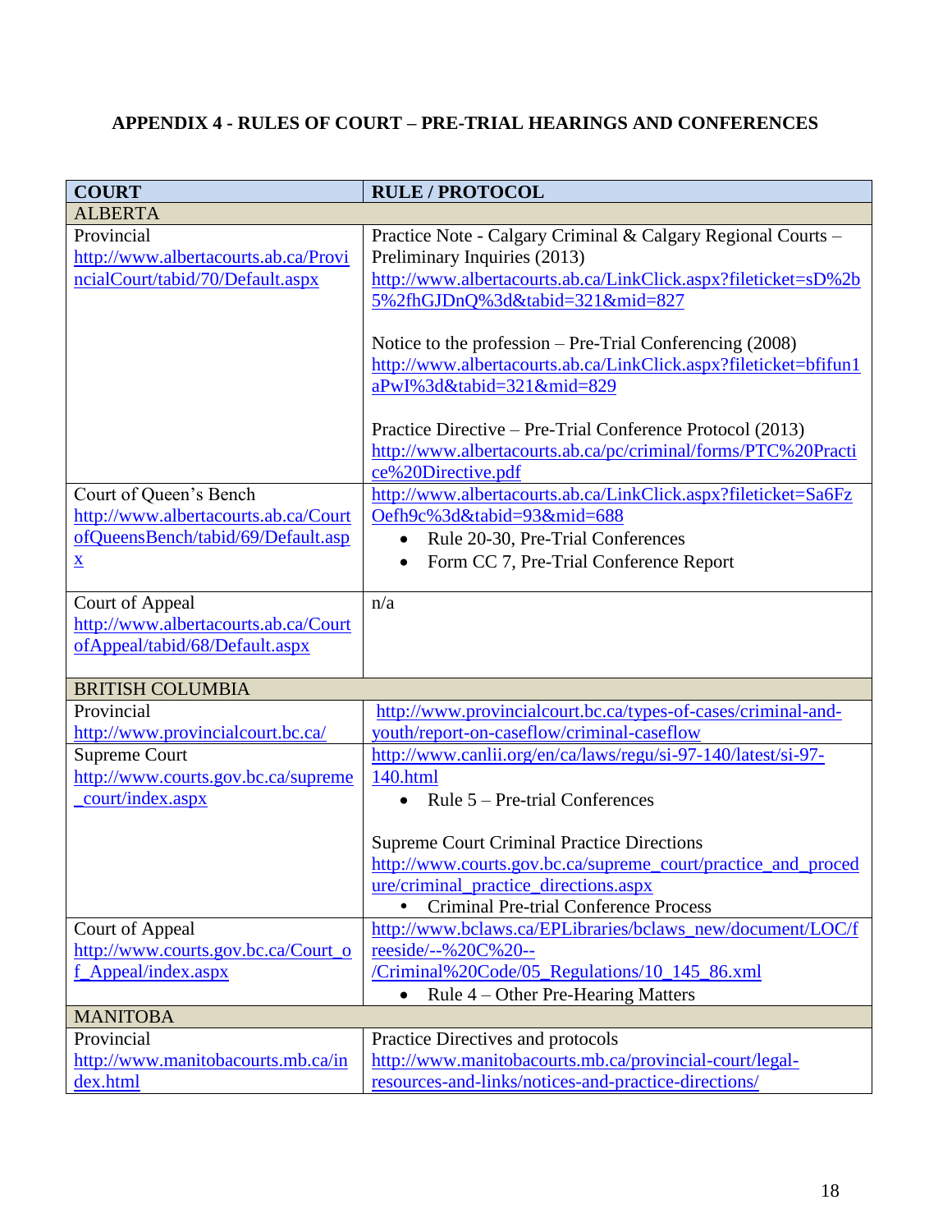# APPENDIX 4 - RULES OF COURT – PRE-TRIAL HEARINGS AND CONFERENCES

| COURT | RULE / PROTOCOL |
|---|---|
| ALBERTA | |
| Provincial<br>http://www.albertacourts.ab.ca/ProvincialCourt/tabid/70/Default.aspx | Practice Note - Calgary Criminal & Calgary Regional Courts – Preliminary Inquiries (2013)<br>http://www.albertacourts.ab.ca/LinkClick.aspx?fileticket=sD%2b5%2fhGJDnQ%3d&tabid=321&mid=827<br><br>Notice to the profession – Pre-Trial Conferencing (2008)<br>http://www.albertacourts.ab.ca/LinkClick.aspx?fileticket=bfifun1aPwI%3d&tabid=321&mid=829<br><br>Practice Directive – Pre-Trial Conference Protocol (2013)<br>http://www.albertacourts.ab.ca/pc/criminal/forms/PTC%20Practice%20Directive.pdf |
| Court of Queen's Bench<br>http://www.albertacourts.ab.ca/CourtofQueensBench/tabid/69/Default.aspx | http://www.albertacourts.ab.ca/LinkClick.aspx?fileticket=Sa6FzOefh9c%3d&tabid=93&mid=688<br>• Rule 20-30, Pre-Trial Conferences<br>• Form CC 7, Pre-Trial Conference Report |
| Court of Appeal<br>http://www.albertacourts.ab.ca/CourtofAppeal/tabid/68/Default.aspx | n/a |
| BRITISH COLUMBIA | |
| Provincial<br>http://www.provincialcourt.bc.ca/ | http://www.provincialcourt.bc.ca/types-of-cases/criminal-and-youth/report-on-caseflow/criminal-caseflow |
| Supreme Court<br>http://www.courts.gov.bc.ca/supreme_court/index.aspx | http://www.canlii.org/en/ca/laws/regu/si-97-140/latest/si-97-140.html<br>• Rule 5 – Pre-trial Conferences<br><br>Supreme Court Criminal Practice Directions<br>http://www.courts.gov.bc.ca/supreme_court/practice_and_procedure/criminal_practice_directions.aspx<br>• Criminal Pre-trial Conference Process |
| Court of Appeal<br>http://www.courts.gov.bc.ca/Court_of_Appeal/index.aspx | http://www.bclaws.ca/EPLibraries/bclaws_new/document/LOC/freeside/--%20C%20--/Criminal%20Code/05_Regulations/10_145_86.xml<br>• Rule 4 – Other Pre-Hearing Matters |
| MANITOBA | |
| Provincial<br>http://www.manitobacourts.mb.ca/index.html | Practice Directives and protocols<br>http://www.manitobacourts.mb.ca/provincial-court/legal-resources-and-links/notices-and-practice-directions/ |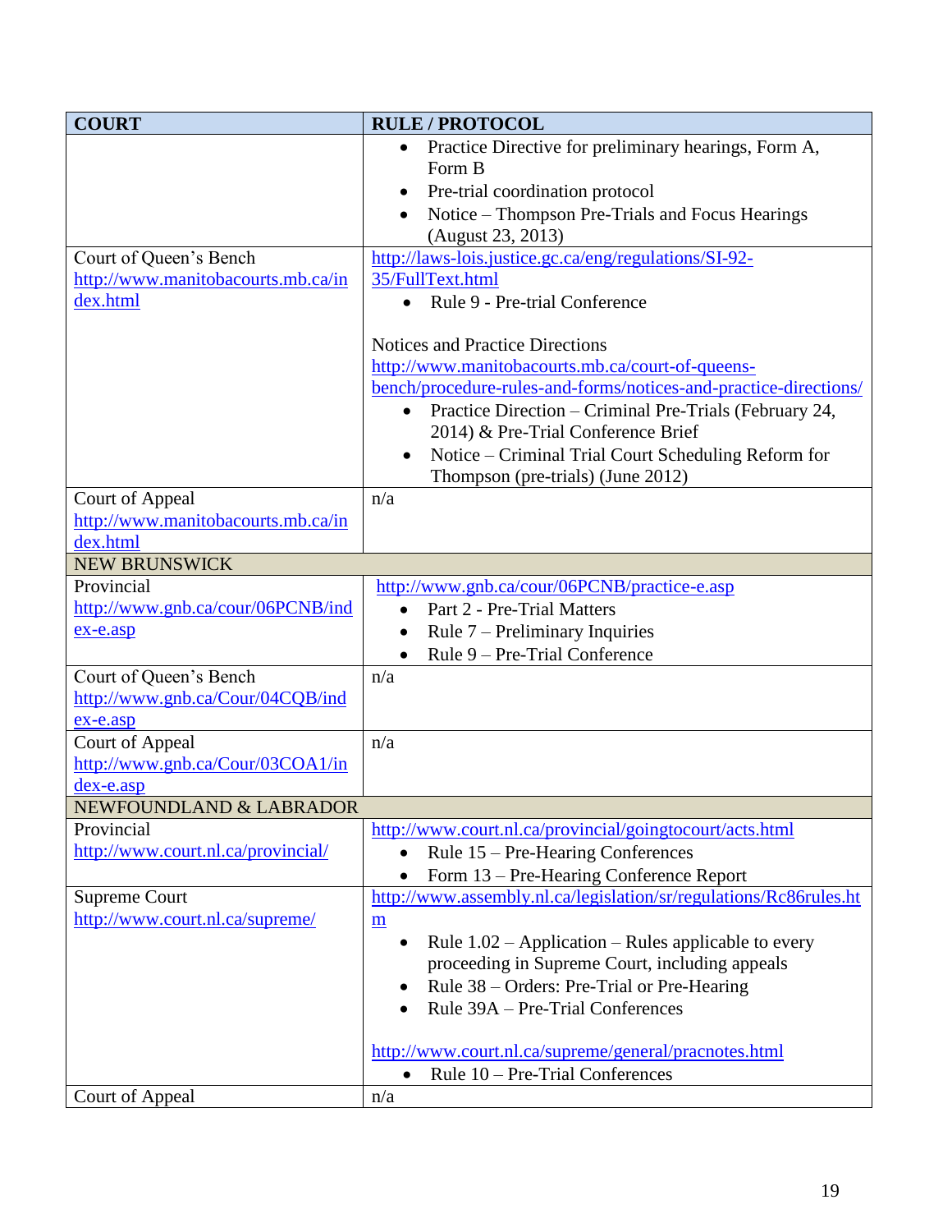| COURT | RULE / PROTOCOL |
|---|---|
| | • Practice Directive for preliminary hearings, Form A, Form B<br>• Pre-trial coordination protocol<br>• Notice – Thompson Pre-Trials and Focus Hearings (August 23, 2013) |
| Court of Queen's Bench<br>http://www.manitobacourts.mb.ca/index.html | http://laws-lois.justice.gc.ca/eng/regulations/SI-92-35/FullText.html<br>• Rule 9 - Pre-trial Conference<br><br>Notices and Practice Directions<br>http://www.manitobacourts.mb.ca/court-of-queens-bench/procedure-rules-and-forms/notices-and-practice-directions/<br>• Practice Direction – Criminal Pre-Trials (February 24, 2014) & Pre-Trial Conference Brief<br>• Notice – Criminal Trial Court Scheduling Reform for Thompson (pre-trials) (June 2012) |
| Court of Appeal<br>http://www.manitobacourts.mb.ca/index.html | n/a |
| NEW BRUNSWICK | |
| Provincial<br>http://www.gnb.ca/cour/06PCNB/index-e.asp | http://www.gnb.ca/cour/06PCNB/practice-e.asp<br>• Part 2 - Pre-Trial Matters<br>• Rule 7 – Preliminary Inquiries<br>• Rule 9 – Pre-Trial Conference |
| Court of Queen's Bench<br>http://www.gnb.ca/Cour/04CQB/index-e.asp | n/a |
| Court of Appeal<br>http://www.gnb.ca/Cour/03COA1/index-e.asp | n/a |
| NEWFOUNDLAND & LABRADOR | |
| Provincial<br>http://www.court.nl.ca/provincial/ | http://www.court.nl.ca/provincial/goingtocourt/acts.html<br>• Rule 15 – Pre-Hearing Conferences<br>• Form 13 – Pre-Hearing Conference Report |
| Supreme Court<br>http://www.court.nl.ca/supreme/ | http://www.assembly.nl.ca/legislation/sr/regulations/Rc86rules.htm<br>• Rule 1.02 – Application – Rules applicable to every proceeding in Supreme Court, including appeals<br>• Rule 38 – Orders: Pre-Trial or Pre-Hearing<br>• Rule 39A – Pre-Trial Conferences<br><br>http://www.court.nl.ca/supreme/general/pracnotes.html<br>• Rule 10 – Pre-Trial Conferences |
| Court of Appeal | n/a |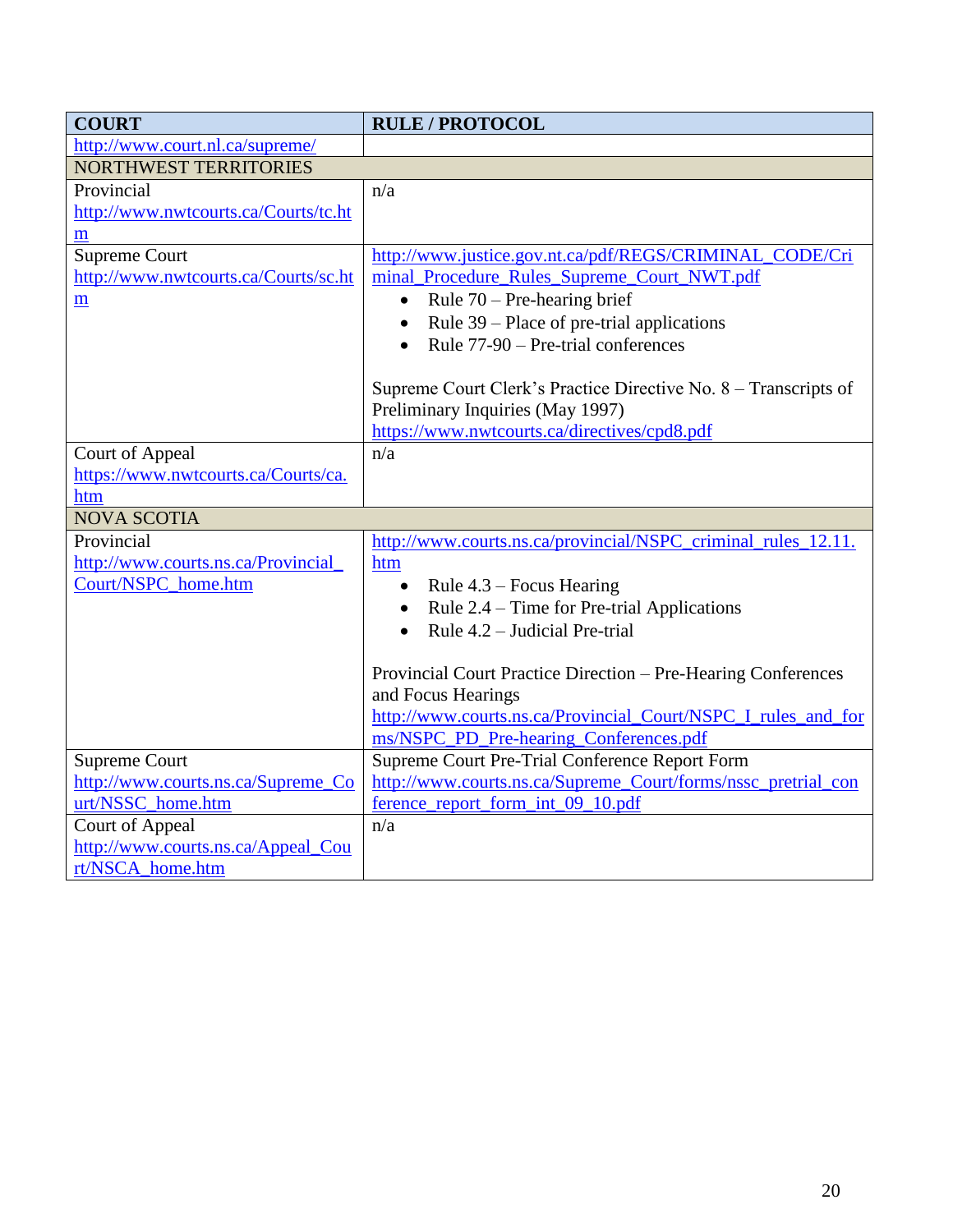| COURT | RULE / PROTOCOL |
| --- | --- |
| http://www.court.nl.ca/supreme/ | |
| NORTHWEST TERRITORIES | |
| Provincial<br>http://www.nwtcourts.ca/Courts/tc.htm | n/a |
| Supreme Court<br>http://www.nwtcourts.ca/Courts/sc.htm | http://www.justice.gov.nt.ca/pdf/REGS/CRIMINAL_CODE/Criminal_Procedure_Rules_Supreme_Court_NWT.pdf<br>• Rule 70 – Pre-hearing brief<br>• Rule 39 – Place of pre-trial applications<br>• Rule 77-90 – Pre-trial conferences<br><br>Supreme Court Clerk's Practice Directive No. 8 – Transcripts of Preliminary Inquiries (May 1997)<br>https://www.nwtcourts.ca/directives/cpd8.pdf |
| Court of Appeal<br>https://www.nwtcourts.ca/Courts/ca.htm | n/a |
| NOVA SCOTIA | |
| Provincial<br>http://www.courts.ns.ca/Provincial_Court/NSPC_home.htm | http://www.courts.ns.ca/provincial/NSPC_criminal_rules_12.11.htm<br>• Rule 4.3 – Focus Hearing<br>• Rule 2.4 – Time for Pre-trial Applications<br>• Rule 4.2 – Judicial Pre-trial<br><br>Provincial Court Practice Direction – Pre-Hearing Conferences and Focus Hearings<br>http://www.courts.ns.ca/Provincial_Court/NSPC_I_rules_and_forms/NSPC_PD_Pre-hearing_Conferences.pdf |
| Supreme Court<br>http://www.courts.ns.ca/Supreme_Court/NSSC_home.htm | Supreme Court Pre-Trial Conference Report Form<br>http://www.courts.ns.ca/Supreme_Court/forms/nssc_pretrial_conference_report_form_int_09_10.pdf |
| Court of Appeal<br>http://www.courts.ns.ca/Appeal_Court/NSCA_home.htm | n/a |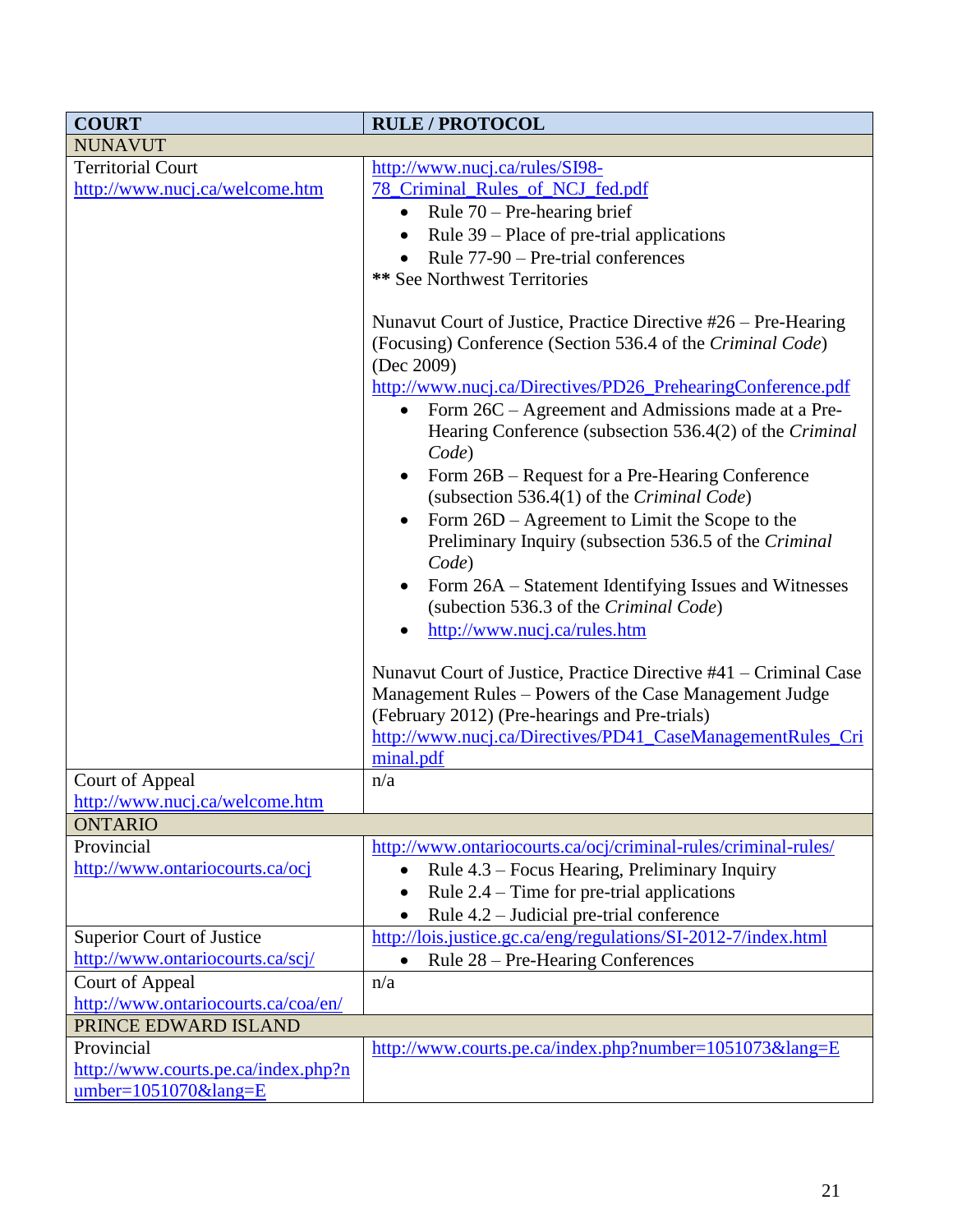| COURT | RULE / PROTOCOL |
|---|---|
| NUNAVUT | |
| Territorial Court<br>http://www.nucj.ca/welcome.htm | http://www.nucj.ca/rules/SI98-78_Criminal_Rules_of_NCJ_fed.pdf<br>• Rule 70 – Pre-hearing brief<br>• Rule 39 – Place of pre-trial applications<br>• Rule 77-90 – Pre-trial conferences<br>** See Northwest Territories<br><br>Nunavut Court of Justice, Practice Directive #26 – Pre-Hearing (Focusing) Conference (Section 536.4 of the *Criminal Code*) (Dec 2009)<br>http://www.nucj.ca/Directives/PD26_PrehearingConference.pdf<br>• Form 26C – Agreement and Admissions made at a Pre-Hearing Conference (subsection 536.4(2) of the *Criminal Code*)<br>• Form 26B – Request for a Pre-Hearing Conference (subsection 536.4(1) of the *Criminal Code*)<br>• Form 26D – Agreement to Limit the Scope to the Preliminary Inquiry (subsection 536.5 of the *Criminal Code*)<br>• Form 26A – Statement Identifying Issues and Witnesses (subection 536.3 of the *Criminal Code*)<br>• http://www.nucj.ca/rules.htm<br><br>Nunavut Court of Justice, Practice Directive #41 – Criminal Case Management Rules – Powers of the Case Management Judge (February 2012) (Pre-hearings and Pre-trials)<br>http://www.nucj.ca/Directives/PD41_CaseManagementRules_Criminal.pdf |
| Court of Appeal<br>http://www.nucj.ca/welcome.htm | n/a |
| ONTARIO | |
| Provincial<br>http://www.ontariocourts.ca/ocj | http://www.ontariocourts.ca/ocj/criminal-rules/criminal-rules/<br>• Rule 4.3 – Focus Hearing, Preliminary Inquiry<br>• Rule 2.4 – Time for pre-trial applications<br>• Rule 4.2 – Judicial pre-trial conference |
| Superior Court of Justice<br>http://www.ontariocourts.ca/scj/ | http://lois.justice.gc.ca/eng/regulations/SI-2012-7/index.html<br>• Rule 28 – Pre-Hearing Conferences |
| Court of Appeal<br>http://www.ontariocourts.ca/coa/en/ | n/a |
| PRINCE EDWARD ISLAND | |
| Provincial<br>http://www.courts.pe.ca/index.php?number=1051070&lang=E | http://www.courts.pe.ca/index.php?number=1051073&lang=E |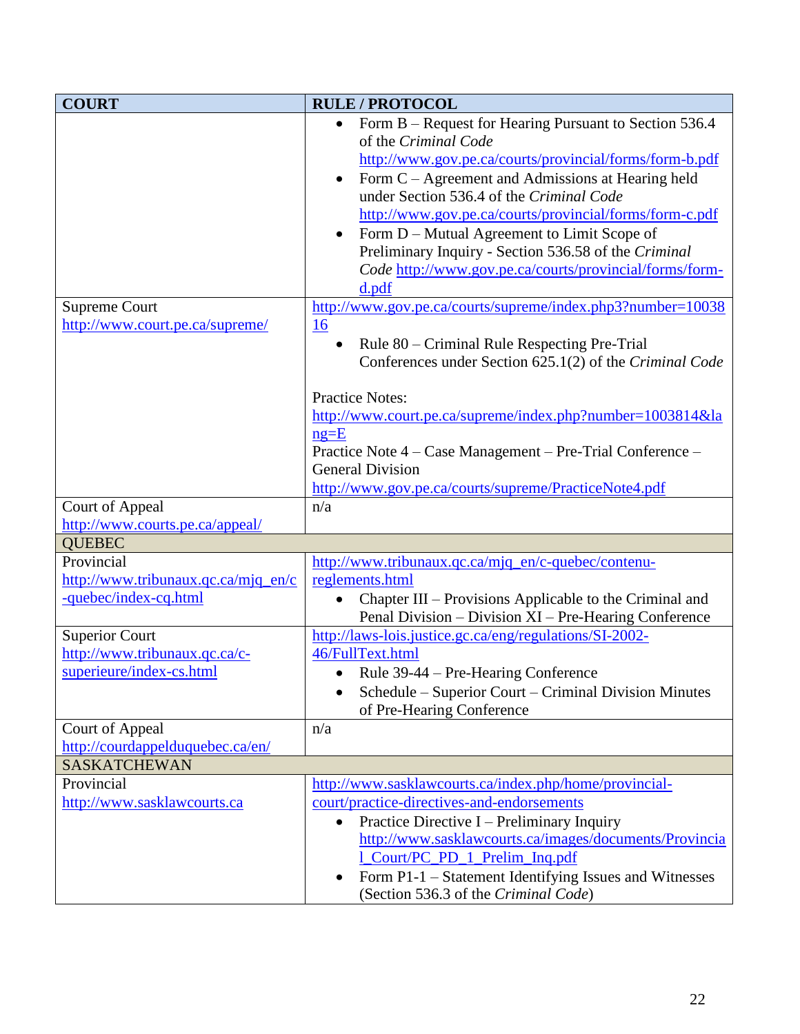| COURT | RULE / PROTOCOL |
| --- | --- |
| | • Form B – Request for Hearing Pursuant to Section 536.4 of the *Criminal Code* http://www.gov.pe.ca/courts/provincial/forms/form-b.pdf<br>• Form C – Agreement and Admissions at Hearing held under Section 536.4 of the *Criminal Code* http://www.gov.pe.ca/courts/provincial/forms/form-c.pdf<br>• Form D – Mutual Agreement to Limit Scope of Preliminary Inquiry - Section 536.58 of the *Criminal Code* http://www.gov.pe.ca/courts/provincial/forms/form-d.pdf |
| Supreme Court<br>http://www.court.pe.ca/supreme/ | http://www.gov.pe.ca/courts/supreme/index.php3?number=1003816<br>• Rule 80 – Criminal Rule Respecting Pre-Trial Conferences under Section 625.1(2) of the *Criminal Code*<br><br>Practice Notes:<br>http://www.court.pe.ca/supreme/index.php?number=1003814&lang=E<br>Practice Note 4 – Case Management – Pre-Trial Conference – General Division<br>http://www.gov.pe.ca/courts/supreme/PracticeNote4.pdf |
| Court of Appeal<br>http://www.courts.pe.ca/appeal/ | n/a |
| QUEBEC | |
| Provincial<br>http://www.tribunaux.qc.ca/mjq_en/c-quebec/index-cq.html | http://www.tribunaux.qc.ca/mjq_en/c-quebec/contenu-reglements.html<br>• Chapter III – Provisions Applicable to the Criminal and Penal Division – Division XI – Pre-Hearing Conference |
| Superior Court<br>http://www.tribunaux.qc.ca/c-superieure/index-cs.html | http://laws-lois.justice.gc.ca/eng/regulations/SI-2002-46/FullText.html<br>• Rule 39-44 – Pre-Hearing Conference<br>• Schedule – Superior Court – Criminal Division Minutes of Pre-Hearing Conference |
| Court of Appeal<br>http://courdappelduquebec.ca/en/ | n/a |
| SASKATCHEWAN | |
| Provincial<br>http://www.sasklawcourts.ca | http://www.sasklawcourts.ca/index.php/home/provincial-court/practice-directives-and-endorsements<br>• Practice Directive I – Preliminary Inquiry http://www.sasklawcourts.ca/images/documents/Provincial_Court/PC_PD_1_Prelim_Inq.pdf<br>• Form P1-1 – Statement Identifying Issues and Witnesses (Section 536.3 of the *Criminal Code*) |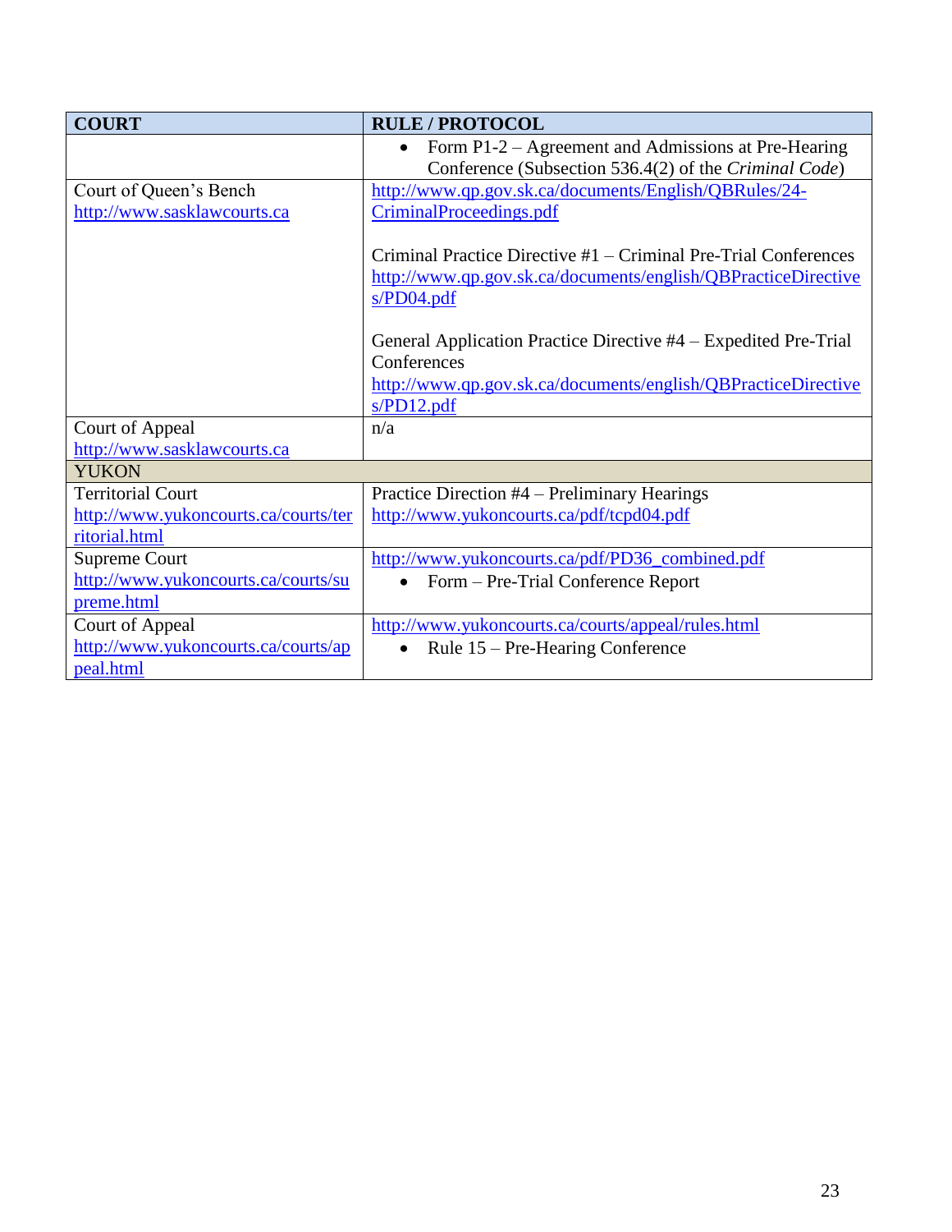| COURT | RULE / PROTOCOL |
|---|---|
| | • Form P1-2 – Agreement and Admissions at Pre-Hearing Conference (Subsection 536.4(2) of the *Criminal Code*) |
| Court of Queen's Bench http://www.sasklawcourts.ca | http://www.qp.gov.sk.ca/documents/English/QBRules/24-CriminalProceedings.pdf<br><br>Criminal Practice Directive #1 – Criminal Pre-Trial Conferences http://www.qp.gov.sk.ca/documents/english/QBPracticeDirectives/PD04.pdf<br><br>General Application Practice Directive #4 – Expedited Pre-Trial Conferences http://www.qp.gov.sk.ca/documents/english/QBPracticeDirectives/PD12.pdf |
| Court of Appeal http://www.sasklawcourts.ca | n/a |
| YUKON | |
| Territorial Court http://www.yukoncourts.ca/courts/territorial.html | Practice Direction #4 – Preliminary Hearings http://www.yukoncourts.ca/pdf/tcpd04.pdf |
| Supreme Court http://www.yukoncourts.ca/courts/supreme.html | http://www.yukoncourts.ca/pdf/PD36_combined.pdf<br>• Form – Pre-Trial Conference Report |
| Court of Appeal http://www.yukoncourts.ca/courts/appeal.html | http://www.yukoncourts.ca/courts/appeal/rules.html<br>• Rule 15 – Pre-Hearing Conference |